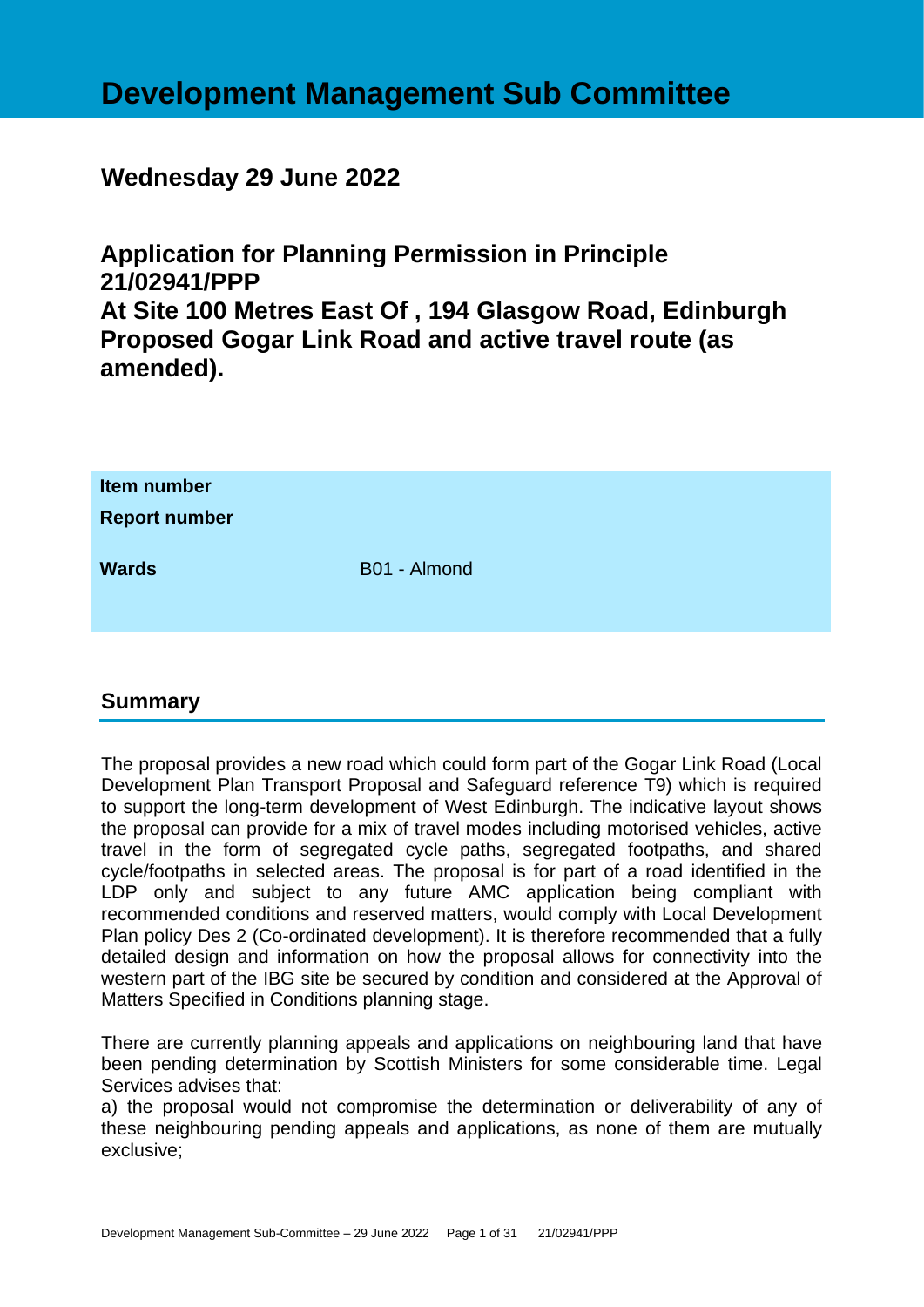# Development Management Sub Committee

## Wednesday 29 June 2022

## Application for Planning Permission in Principle 21/02941/PPP At Site 100 Metres East Of , 194 Glasgow Road, Edinburgh Proposed Gogar Link Road and active travel route (as amended).

| | |
|---|---|
| **Item number** | |
| **Report number** | |
| **Wards** | B01 - Almond |

## Summary

The proposal provides a new road which could form part of the Gogar Link Road (Local Development Plan Transport Proposal and Safeguard reference T9) which is required to support the long-term development of West Edinburgh. The indicative layout shows the proposal can provide for a mix of travel modes including motorised vehicles, active travel in the form of segregated cycle paths, segregated footpaths, and shared cycle/footpaths in selected areas. The proposal is for part of a road identified in the LDP only and subject to any future AMC application being compliant with recommended conditions and reserved matters, would comply with Local Development Plan policy Des 2 (Co-ordinated development). It is therefore recommended that a fully detailed design and information on how the proposal allows for connectivity into the western part of the IBG site be secured by condition and considered at the Approval of Matters Specified in Conditions planning stage.

There are currently planning appeals and applications on neighbouring land that have been pending determination by Scottish Ministers for some considerable time. Legal Services advises that:

a) the proposal would not compromise the determination or deliverability of any of these neighbouring pending appeals and applications, as none of them are mutually exclusive;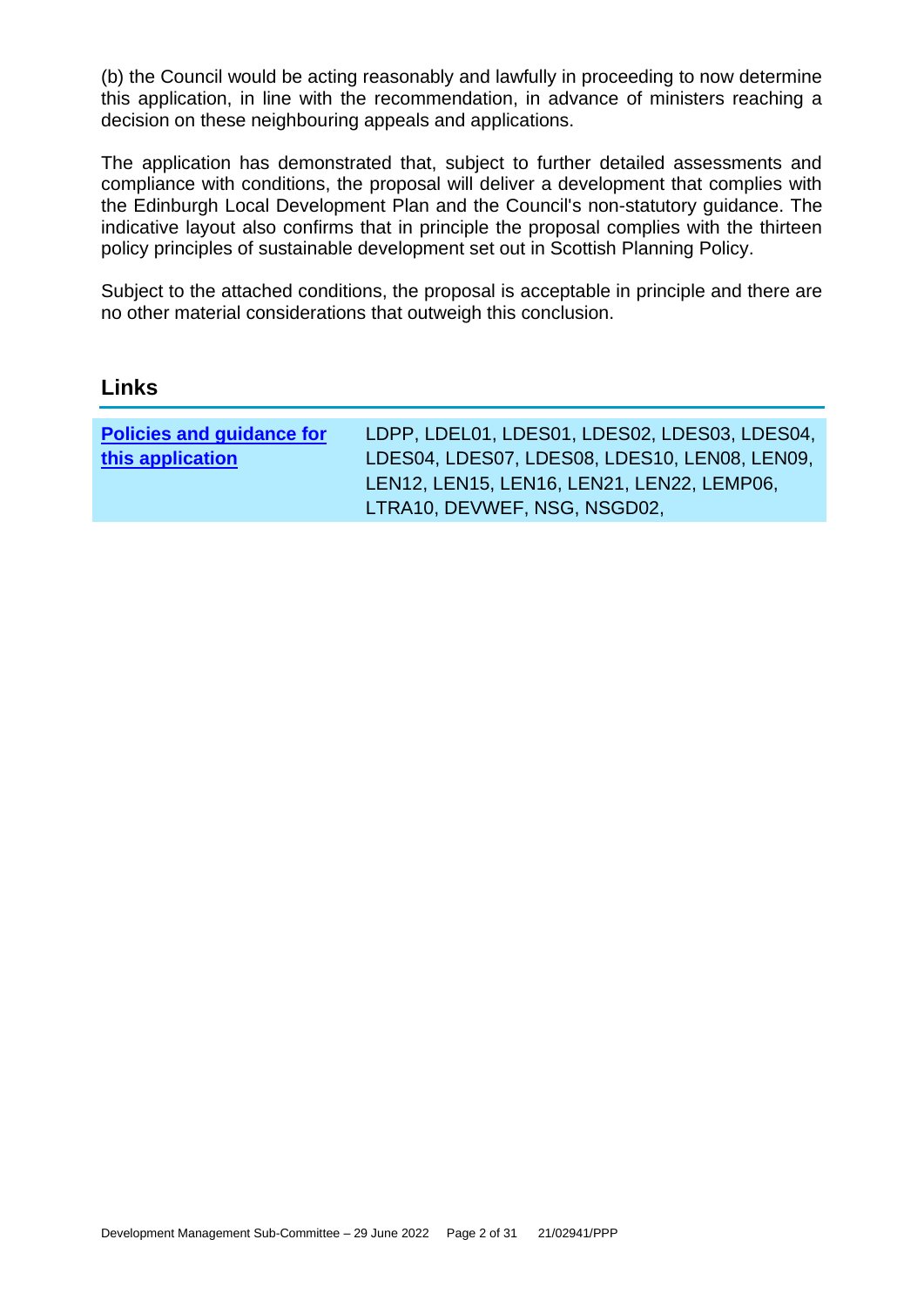(b) the Council would be acting reasonably and lawfully in proceeding to now determine this application, in line with the recommendation, in advance of ministers reaching a decision on these neighbouring appeals and applications.

The application has demonstrated that, subject to further detailed assessments and compliance with conditions, the proposal will deliver a development that complies with the Edinburgh Local Development Plan and the Council's non-statutory guidance. The indicative layout also confirms that in principle the proposal complies with the thirteen policy principles of sustainable development set out in Scottish Planning Policy.

Subject to the attached conditions, the proposal is acceptable in principle and there are no other material considerations that outweigh this conclusion.

## Links

| | |
|---|---|
| **Policies and guidance for this application** | LDPP, LDEL01, LDES01, LDES02, LDES03, LDES04, LDES04, LDES07, LDES08, LDES10, LEN08, LEN09, LEN12, LEN15, LEN16, LEN21, LEN22, LEMP06, LTRA10, DEVWEF, NSG, NSGD02, |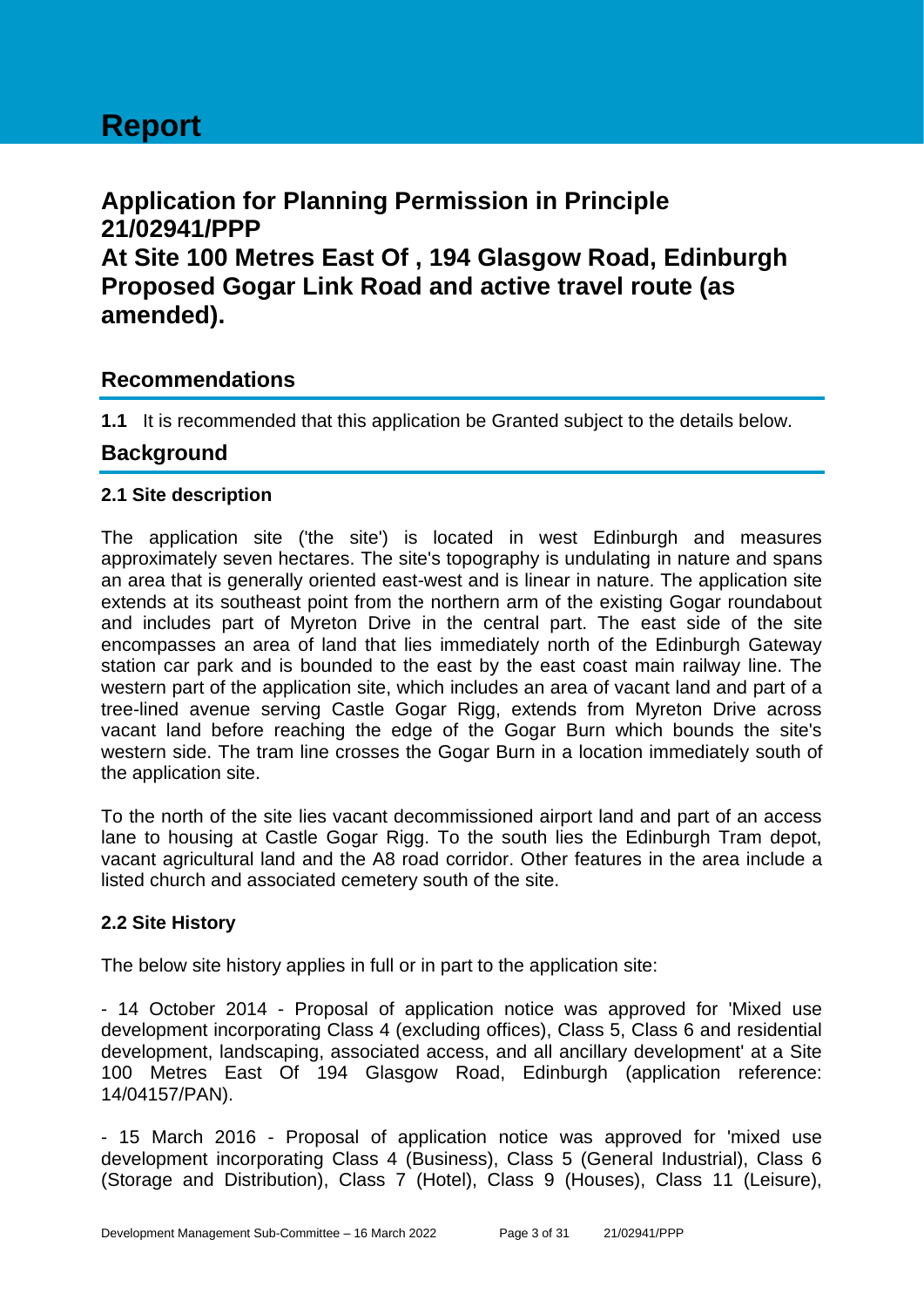# Report

## Application for Planning Permission in Principle 21/02941/PPP At Site 100 Metres East Of , 194 Glasgow Road, Edinburgh Proposed Gogar Link Road and active travel route (as amended).

## Recommendations

**1.1** It is recommended that this application be Granted subject to the details below.

## Background

### 2.1 Site description

The application site ('the site') is located in west Edinburgh and measures approximately seven hectares. The site's topography is undulating in nature and spans an area that is generally oriented east-west and is linear in nature. The application site extends at its southeast point from the northern arm of the existing Gogar roundabout and includes part of Myreton Drive in the central part. The east side of the site encompasses an area of land that lies immediately north of the Edinburgh Gateway station car park and is bounded to the east by the east coast main railway line. The western part of the application site, which includes an area of vacant land and part of a tree-lined avenue serving Castle Gogar Rigg, extends from Myreton Drive across vacant land before reaching the edge of the Gogar Burn which bounds the site's western side. The tram line crosses the Gogar Burn in a location immediately south of the application site.

To the north of the site lies vacant decommissioned airport land and part of an access lane to housing at Castle Gogar Rigg. To the south lies the Edinburgh Tram depot, vacant agricultural land and the A8 road corridor. Other features in the area include a listed church and associated cemetery south of the site.

### 2.2 Site History

The below site history applies in full or in part to the application site:

- 14 October 2014 - Proposal of application notice was approved for 'Mixed use development incorporating Class 4 (excluding offices), Class 5, Class 6 and residential development, landscaping, associated access, and all ancillary development' at a Site 100 Metres East Of 194 Glasgow Road, Edinburgh (application reference: 14/04157/PAN).

- 15 March 2016 - Proposal of application notice was approved for 'mixed use development incorporating Class 4 (Business), Class 5 (General Industrial), Class 6 (Storage and Distribution), Class 7 (Hotel), Class 9 (Houses), Class 11 (Leisure),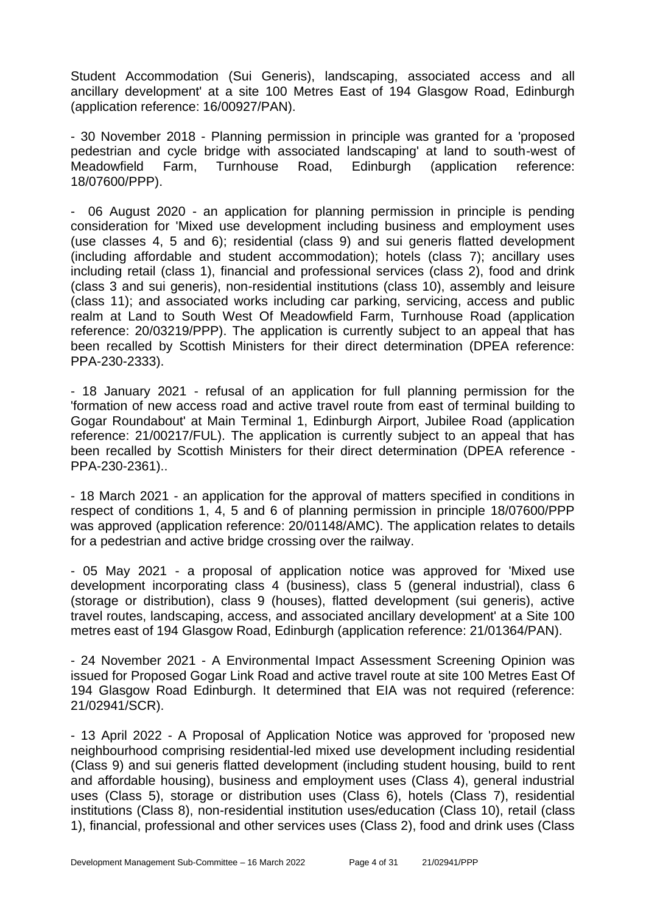Student Accommodation (Sui Generis), landscaping, associated access and all ancillary development' at a site 100 Metres East of 194 Glasgow Road, Edinburgh (application reference: 16/00927/PAN).

- 30 November 2018 - Planning permission in principle was granted for a 'proposed pedestrian and cycle bridge with associated landscaping' at land to south-west of Meadowfield Farm, Turnhouse Road, Edinburgh (application reference: 18/07600/PPP).

- 06 August 2020 - an application for planning permission in principle is pending consideration for 'Mixed use development including business and employment uses (use classes 4, 5 and 6); residential (class 9) and sui generis flatted development (including affordable and student accommodation); hotels (class 7); ancillary uses including retail (class 1), financial and professional services (class 2), food and drink (class 3 and sui generis), non-residential institutions (class 10), assembly and leisure (class 11); and associated works including car parking, servicing, access and public realm at Land to South West Of Meadowfield Farm, Turnhouse Road (application reference: 20/03219/PPP). The application is currently subject to an appeal that has been recalled by Scottish Ministers for their direct determination (DPEA reference: PPA-230-2333).

- 18 January 2021 - refusal of an application for full planning permission for the 'formation of new access road and active travel route from east of terminal building to Gogar Roundabout' at Main Terminal 1, Edinburgh Airport, Jubilee Road (application reference: 21/00217/FUL). The application is currently subject to an appeal that has been recalled by Scottish Ministers for their direct determination (DPEA reference - PPA-230-2361)..

- 18 March 2021 - an application for the approval of matters specified in conditions in respect of conditions 1, 4, 5 and 6 of planning permission in principle 18/07600/PPP was approved (application reference: 20/01148/AMC). The application relates to details for a pedestrian and active bridge crossing over the railway.

- 05 May 2021 - a proposal of application notice was approved for 'Mixed use development incorporating class 4 (business), class 5 (general industrial), class 6 (storage or distribution), class 9 (houses), flatted development (sui generis), active travel routes, landscaping, access, and associated ancillary development' at a Site 100 metres east of 194 Glasgow Road, Edinburgh (application reference: 21/01364/PAN).

- 24 November 2021 - A Environmental Impact Assessment Screening Opinion was issued for Proposed Gogar Link Road and active travel route at site 100 Metres East Of 194 Glasgow Road Edinburgh. It determined that EIA was not required (reference: 21/02941/SCR).

- 13 April 2022 - A Proposal of Application Notice was approved for 'proposed new neighbourhood comprising residential-led mixed use development including residential (Class 9) and sui generis flatted development (including student housing, build to rent and affordable housing), business and employment uses (Class 4), general industrial uses (Class 5), storage or distribution uses (Class 6), hotels (Class 7), residential institutions (Class 8), non-residential institution uses/education (Class 10), retail (class 1), financial, professional and other services uses (Class 2), food and drink uses (Class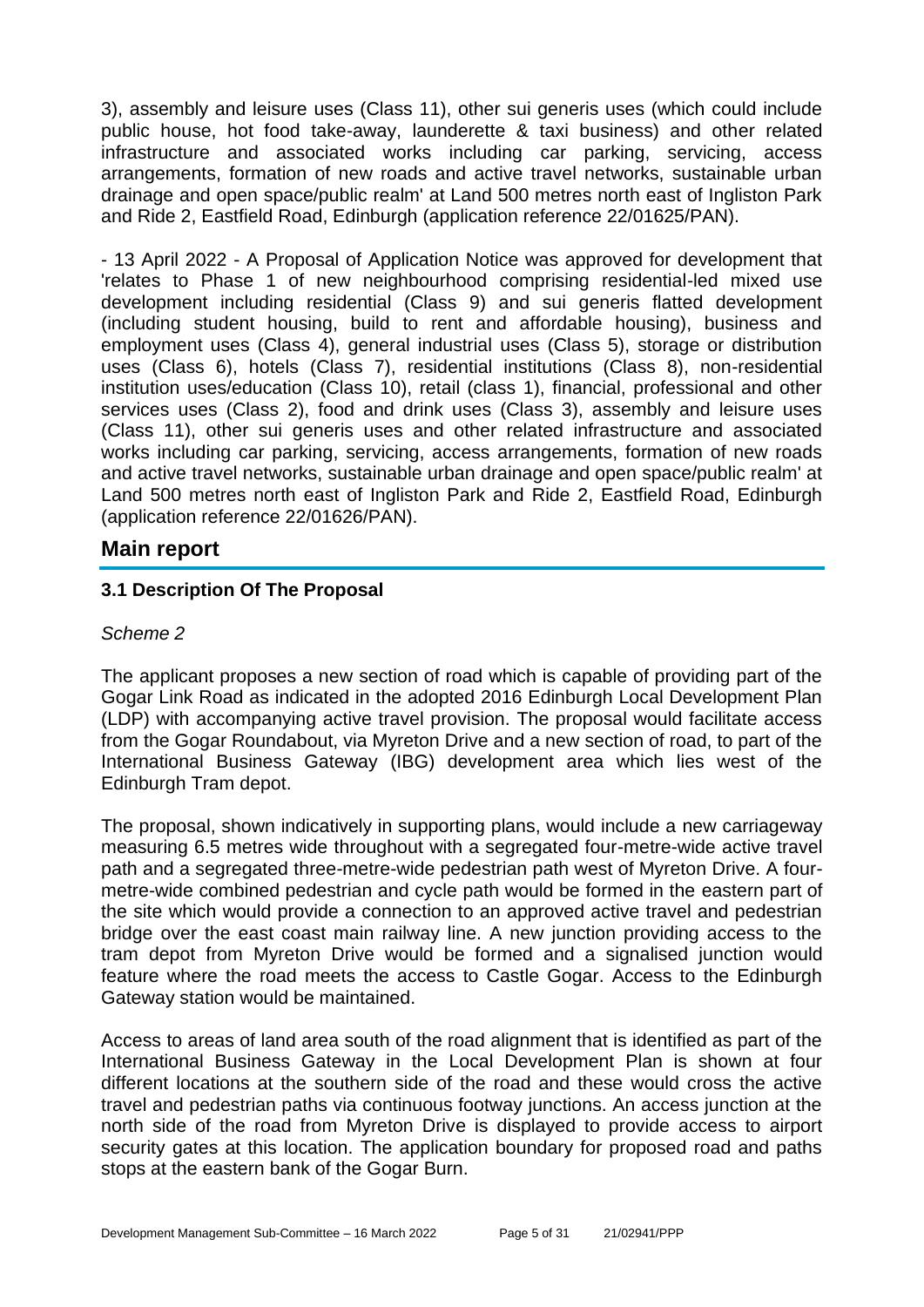3), assembly and leisure uses (Class 11), other sui generis uses (which could include public house, hot food take-away, launderette & taxi business) and other related infrastructure and associated works including car parking, servicing, access arrangements, formation of new roads and active travel networks, sustainable urban drainage and open space/public realm' at Land 500 metres north east of Ingliston Park and Ride 2, Eastfield Road, Edinburgh (application reference 22/01625/PAN).

- 13 April 2022 - A Proposal of Application Notice was approved for development that 'relates to Phase 1 of new neighbourhood comprising residential-led mixed use development including residential (Class 9) and sui generis flatted development (including student housing, build to rent and affordable housing), business and employment uses (Class 4), general industrial uses (Class 5), storage or distribution uses (Class 6), hotels (Class 7), residential institutions (Class 8), non-residential institution uses/education (Class 10), retail (class 1), financial, professional and other services uses (Class 2), food and drink uses (Class 3), assembly and leisure uses (Class 11), other sui generis uses and other related infrastructure and associated works including car parking, servicing, access arrangements, formation of new roads and active travel networks, sustainable urban drainage and open space/public realm' at Land 500 metres north east of Ingliston Park and Ride 2, Eastfield Road, Edinburgh (application reference 22/01626/PAN).

## Main report

### 3.1 Description Of The Proposal

*Scheme 2*

The applicant proposes a new section of road which is capable of providing part of the Gogar Link Road as indicated in the adopted 2016 Edinburgh Local Development Plan (LDP) with accompanying active travel provision. The proposal would facilitate access from the Gogar Roundabout, via Myreton Drive and a new section of road, to part of the International Business Gateway (IBG) development area which lies west of the Edinburgh Tram depot.

The proposal, shown indicatively in supporting plans, would include a new carriageway measuring 6.5 metres wide throughout with a segregated four-metre-wide active travel path and a segregated three-metre-wide pedestrian path west of Myreton Drive. A four-metre-wide combined pedestrian and cycle path would be formed in the eastern part of the site which would provide a connection to an approved active travel and pedestrian bridge over the east coast main railway line. A new junction providing access to the tram depot from Myreton Drive would be formed and a signalised junction would feature where the road meets the access to Castle Gogar. Access to the Edinburgh Gateway station would be maintained.

Access to areas of land area south of the road alignment that is identified as part of the International Business Gateway in the Local Development Plan is shown at four different locations at the southern side of the road and these would cross the active travel and pedestrian paths via continuous footway junctions. An access junction at the north side of the road from Myreton Drive is displayed to provide access to airport security gates at this location. The application boundary for proposed road and paths stops at the eastern bank of the Gogar Burn.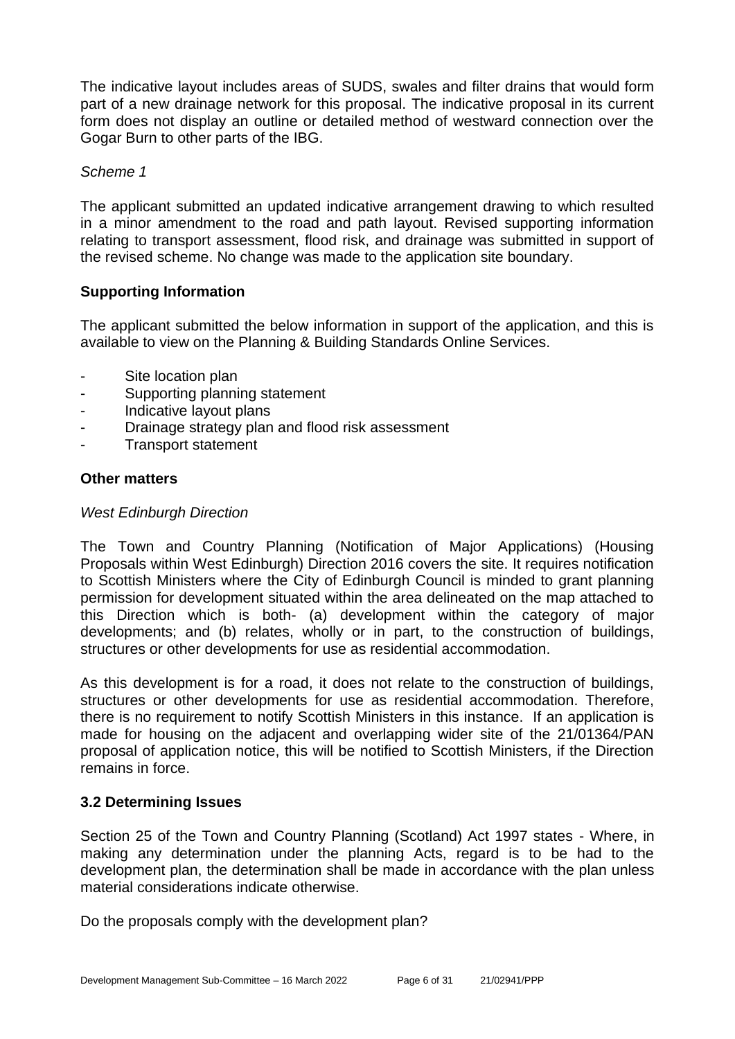The indicative layout includes areas of SUDS, swales and filter drains that would form part of a new drainage network for this proposal. The indicative proposal in its current form does not display an outline or detailed method of westward connection over the Gogar Burn to other parts of the IBG.

*Scheme 1*

The applicant submitted an updated indicative arrangement drawing to which resulted in a minor amendment to the road and path layout. Revised supporting information relating to transport assessment, flood risk, and drainage was submitted in support of the revised scheme. No change was made to the application site boundary.

**Supporting Information**

The applicant submitted the below information in support of the application, and this is available to view on the Planning & Building Standards Online Services.

- Site location plan
- Supporting planning statement
- Indicative layout plans
- Drainage strategy plan and flood risk assessment
- Transport statement

**Other matters**

*West Edinburgh Direction*

The Town and Country Planning (Notification of Major Applications) (Housing Proposals within West Edinburgh) Direction 2016 covers the site. It requires notification to Scottish Ministers where the City of Edinburgh Council is minded to grant planning permission for development situated within the area delineated on the map attached to this Direction which is both- (a) development within the category of major developments; and (b) relates, wholly or in part, to the construction of buildings, structures or other developments for use as residential accommodation.

As this development is for a road, it does not relate to the construction of buildings, structures or other developments for use as residential accommodation. Therefore, there is no requirement to notify Scottish Ministers in this instance. If an application is made for housing on the adjacent and overlapping wider site of the 21/01364/PAN proposal of application notice, this will be notified to Scottish Ministers, if the Direction remains in force.

**3.2 Determining Issues**

Section 25 of the Town and Country Planning (Scotland) Act 1997 states - Where, in making any determination under the planning Acts, regard is to be had to the development plan, the determination shall be made in accordance with the plan unless material considerations indicate otherwise.

Do the proposals comply with the development plan?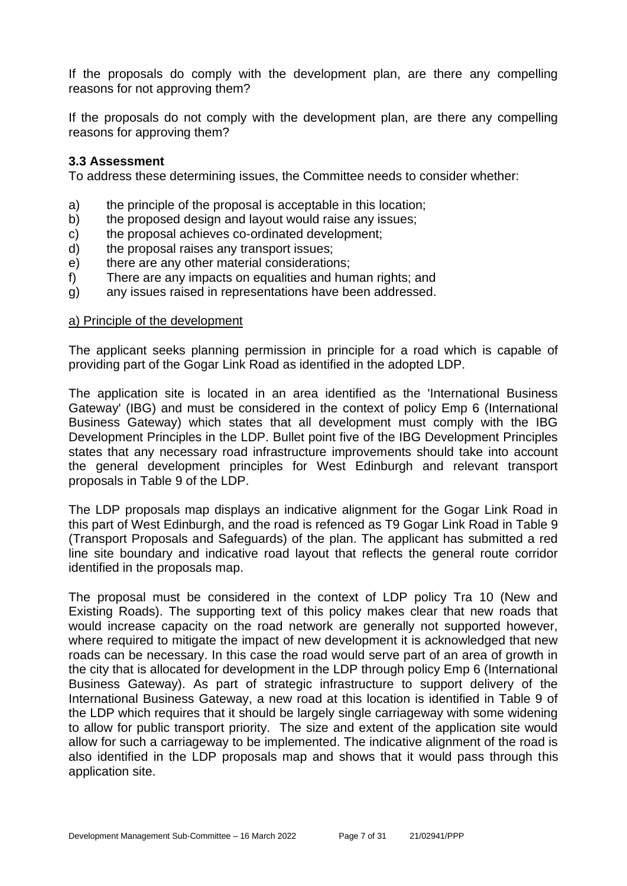If the proposals do comply with the development plan, are there any compelling reasons for not approving them?

If the proposals do not comply with the development plan, are there any compelling reasons for approving them?

### 3.3 Assessment

To address these determining issues, the Committee needs to consider whether:

a) the principle of the proposal is acceptable in this location;
b) the proposed design and layout would raise any issues;
c) the proposal achieves co-ordinated development;
d) the proposal raises any transport issues;
e) there are any other material considerations;
f) There are any impacts on equalities and human rights; and
g) any issues raised in representations have been addressed.

a) Principle of the development

The applicant seeks planning permission in principle for a road which is capable of providing part of the Gogar Link Road as identified in the adopted LDP.

The application site is located in an area identified as the 'International Business Gateway' (IBG) and must be considered in the context of policy Emp 6 (International Business Gateway) which states that all development must comply with the IBG Development Principles in the LDP. Bullet point five of the IBG Development Principles states that any necessary road infrastructure improvements should take into account the general development principles for West Edinburgh and relevant transport proposals in Table 9 of the LDP.

The LDP proposals map displays an indicative alignment for the Gogar Link Road in this part of West Edinburgh, and the road is refenced as T9 Gogar Link Road in Table 9 (Transport Proposals and Safeguards) of the plan. The applicant has submitted a red line site boundary and indicative road layout that reflects the general route corridor identified in the proposals map.

The proposal must be considered in the context of LDP policy Tra 10 (New and Existing Roads). The supporting text of this policy makes clear that new roads that would increase capacity on the road network are generally not supported however, where required to mitigate the impact of new development it is acknowledged that new roads can be necessary. In this case the road would serve part of an area of growth in the city that is allocated for development in the LDP through policy Emp 6 (International Business Gateway). As part of strategic infrastructure to support delivery of the International Business Gateway, a new road at this location is identified in Table 9 of the LDP which requires that it should be largely single carriageway with some widening to allow for public transport priority. The size and extent of the application site would allow for such a carriageway to be implemented. The indicative alignment of the road is also identified in the LDP proposals map and shows that it would pass through this application site.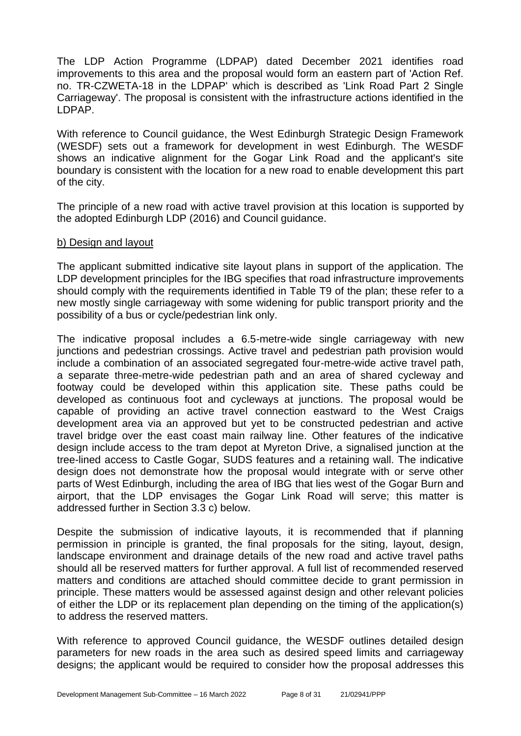The LDP Action Programme (LDPAP) dated December 2021 identifies road improvements to this area and the proposal would form an eastern part of 'Action Ref. no. TR-CZWETA-18 in the LDPAP' which is described as 'Link Road Part 2 Single Carriageway'. The proposal is consistent with the infrastructure actions identified in the LDPAP.

With reference to Council guidance, the West Edinburgh Strategic Design Framework (WESDF) sets out a framework for development in west Edinburgh. The WESDF shows an indicative alignment for the Gogar Link Road and the applicant's site boundary is consistent with the location for a new road to enable development this part of the city.

The principle of a new road with active travel provision at this location is supported by the adopted Edinburgh LDP (2016) and Council guidance.

b) Design and layout

The applicant submitted indicative site layout plans in support of the application. The LDP development principles for the IBG specifies that road infrastructure improvements should comply with the requirements identified in Table T9 of the plan; these refer to a new mostly single carriageway with some widening for public transport priority and the possibility of a bus or cycle/pedestrian link only.

The indicative proposal includes a 6.5-metre-wide single carriageway with new junctions and pedestrian crossings. Active travel and pedestrian path provision would include a combination of an associated segregated four-metre-wide active travel path, a separate three-metre-wide pedestrian path and an area of shared cycleway and footway could be developed within this application site. These paths could be developed as continuous foot and cycleways at junctions. The proposal would be capable of providing an active travel connection eastward to the West Craigs development area via an approved but yet to be constructed pedestrian and active travel bridge over the east coast main railway line. Other features of the indicative design include access to the tram depot at Myreton Drive, a signalised junction at the tree-lined access to Castle Gogar, SUDS features and a retaining wall. The indicative design does not demonstrate how the proposal would integrate with or serve other parts of West Edinburgh, including the area of IBG that lies west of the Gogar Burn and airport, that the LDP envisages the Gogar Link Road will serve; this matter is addressed further in Section 3.3 c) below.

Despite the submission of indicative layouts, it is recommended that if planning permission in principle is granted, the final proposals for the siting, layout, design, landscape environment and drainage details of the new road and active travel paths should all be reserved matters for further approval. A full list of recommended reserved matters and conditions are attached should committee decide to grant permission in principle. These matters would be assessed against design and other relevant policies of either the LDP or its replacement plan depending on the timing of the application(s) to address the reserved matters.

With reference to approved Council guidance, the WESDF outlines detailed design parameters for new roads in the area such as desired speed limits and carriageway designs; the applicant would be required to consider how the proposal addresses this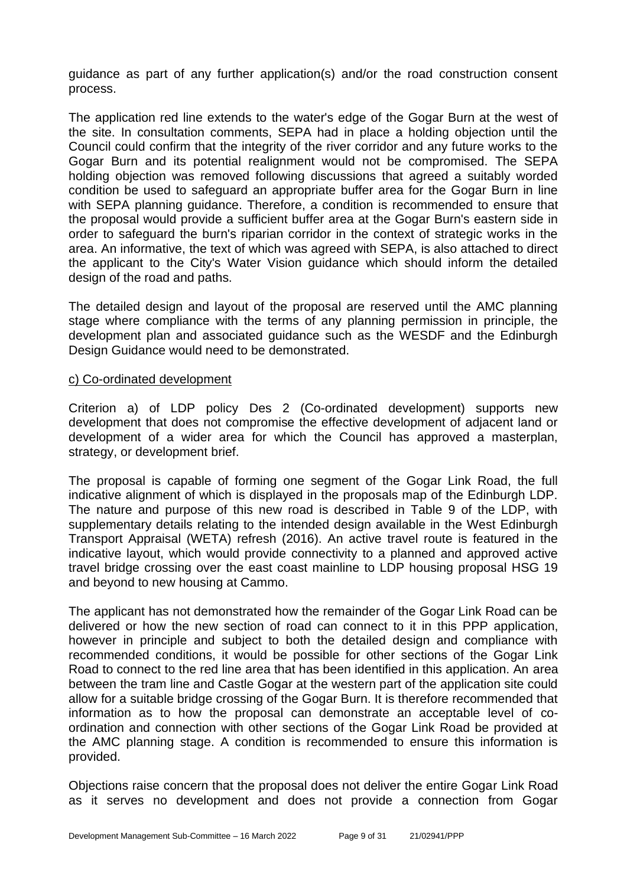guidance as part of any further application(s) and/or the road construction consent process.

The application red line extends to the water's edge of the Gogar Burn at the west of the site. In consultation comments, SEPA had in place a holding objection until the Council could confirm that the integrity of the river corridor and any future works to the Gogar Burn and its potential realignment would not be compromised. The SEPA holding objection was removed following discussions that agreed a suitably worded condition be used to safeguard an appropriate buffer area for the Gogar Burn in line with SEPA planning guidance. Therefore, a condition is recommended to ensure that the proposal would provide a sufficient buffer area at the Gogar Burn's eastern side in order to safeguard the burn's riparian corridor in the context of strategic works in the area. An informative, the text of which was agreed with SEPA, is also attached to direct the applicant to the City's Water Vision guidance which should inform the detailed design of the road and paths.

The detailed design and layout of the proposal are reserved until the AMC planning stage where compliance with the terms of any planning permission in principle, the development plan and associated guidance such as the WESDF and the Edinburgh Design Guidance would need to be demonstrated.

c) Co-ordinated development

Criterion a) of LDP policy Des 2 (Co-ordinated development) supports new development that does not compromise the effective development of adjacent land or development of a wider area for which the Council has approved a masterplan, strategy, or development brief.

The proposal is capable of forming one segment of the Gogar Link Road, the full indicative alignment of which is displayed in the proposals map of the Edinburgh LDP. The nature and purpose of this new road is described in Table 9 of the LDP, with supplementary details relating to the intended design available in the West Edinburgh Transport Appraisal (WETA) refresh (2016). An active travel route is featured in the indicative layout, which would provide connectivity to a planned and approved active travel bridge crossing over the east coast mainline to LDP housing proposal HSG 19 and beyond to new housing at Cammo.

The applicant has not demonstrated how the remainder of the Gogar Link Road can be delivered or how the new section of road can connect to it in this PPP application, however in principle and subject to both the detailed design and compliance with recommended conditions, it would be possible for other sections of the Gogar Link Road to connect to the red line area that has been identified in this application. An area between the tram line and Castle Gogar at the western part of the application site could allow for a suitable bridge crossing of the Gogar Burn. It is therefore recommended that information as to how the proposal can demonstrate an acceptable level of co-ordination and connection with other sections of the Gogar Link Road be provided at the AMC planning stage. A condition is recommended to ensure this information is provided.

Objections raise concern that the proposal does not deliver the entire Gogar Link Road as it serves no development and does not provide a connection from Gogar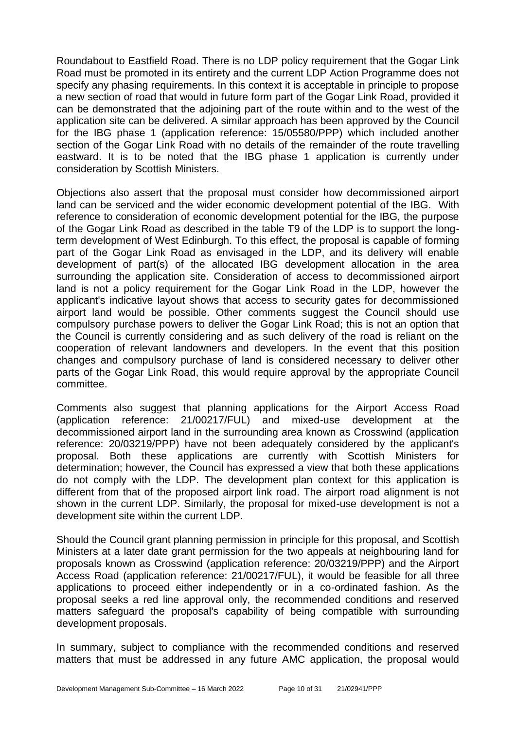Roundabout to Eastfield Road. There is no LDP policy requirement that the Gogar Link Road must be promoted in its entirety and the current LDP Action Programme does not specify any phasing requirements. In this context it is acceptable in principle to propose a new section of road that would in future form part of the Gogar Link Road, provided it can be demonstrated that the adjoining part of the route within and to the west of the application site can be delivered. A similar approach has been approved by the Council for the IBG phase 1 (application reference: 15/05580/PPP) which included another section of the Gogar Link Road with no details of the remainder of the route travelling eastward. It is to be noted that the IBG phase 1 application is currently under consideration by Scottish Ministers.

Objections also assert that the proposal must consider how decommissioned airport land can be serviced and the wider economic development potential of the IBG. With reference to consideration of economic development potential for the IBG, the purpose of the Gogar Link Road as described in the table T9 of the LDP is to support the long-term development of West Edinburgh. To this effect, the proposal is capable of forming part of the Gogar Link Road as envisaged in the LDP, and its delivery will enable development of part(s) of the allocated IBG development allocation in the area surrounding the application site. Consideration of access to decommissioned airport land is not a policy requirement for the Gogar Link Road in the LDP, however the applicant's indicative layout shows that access to security gates for decommissioned airport land would be possible. Other comments suggest the Council should use compulsory purchase powers to deliver the Gogar Link Road; this is not an option that the Council is currently considering and as such delivery of the road is reliant on the cooperation of relevant landowners and developers. In the event that this position changes and compulsory purchase of land is considered necessary to deliver other parts of the Gogar Link Road, this would require approval by the appropriate Council committee.

Comments also suggest that planning applications for the Airport Access Road (application reference: 21/00217/FUL) and mixed-use development at the decommissioned airport land in the surrounding area known as Crosswind (application reference: 20/03219/PPP) have not been adequately considered by the applicant's proposal. Both these applications are currently with Scottish Ministers for determination; however, the Council has expressed a view that both these applications do not comply with the LDP. The development plan context for this application is different from that of the proposed airport link road. The airport road alignment is not shown in the current LDP. Similarly, the proposal for mixed-use development is not a development site within the current LDP.

Should the Council grant planning permission in principle for this proposal, and Scottish Ministers at a later date grant permission for the two appeals at neighbouring land for proposals known as Crosswind (application reference: 20/03219/PPP) and the Airport Access Road (application reference: 21/00217/FUL), it would be feasible for all three applications to proceed either independently or in a co-ordinated fashion. As the proposal seeks a red line approval only, the recommended conditions and reserved matters safeguard the proposal's capability of being compatible with surrounding development proposals.

In summary, subject to compliance with the recommended conditions and reserved matters that must be addressed in any future AMC application, the proposal would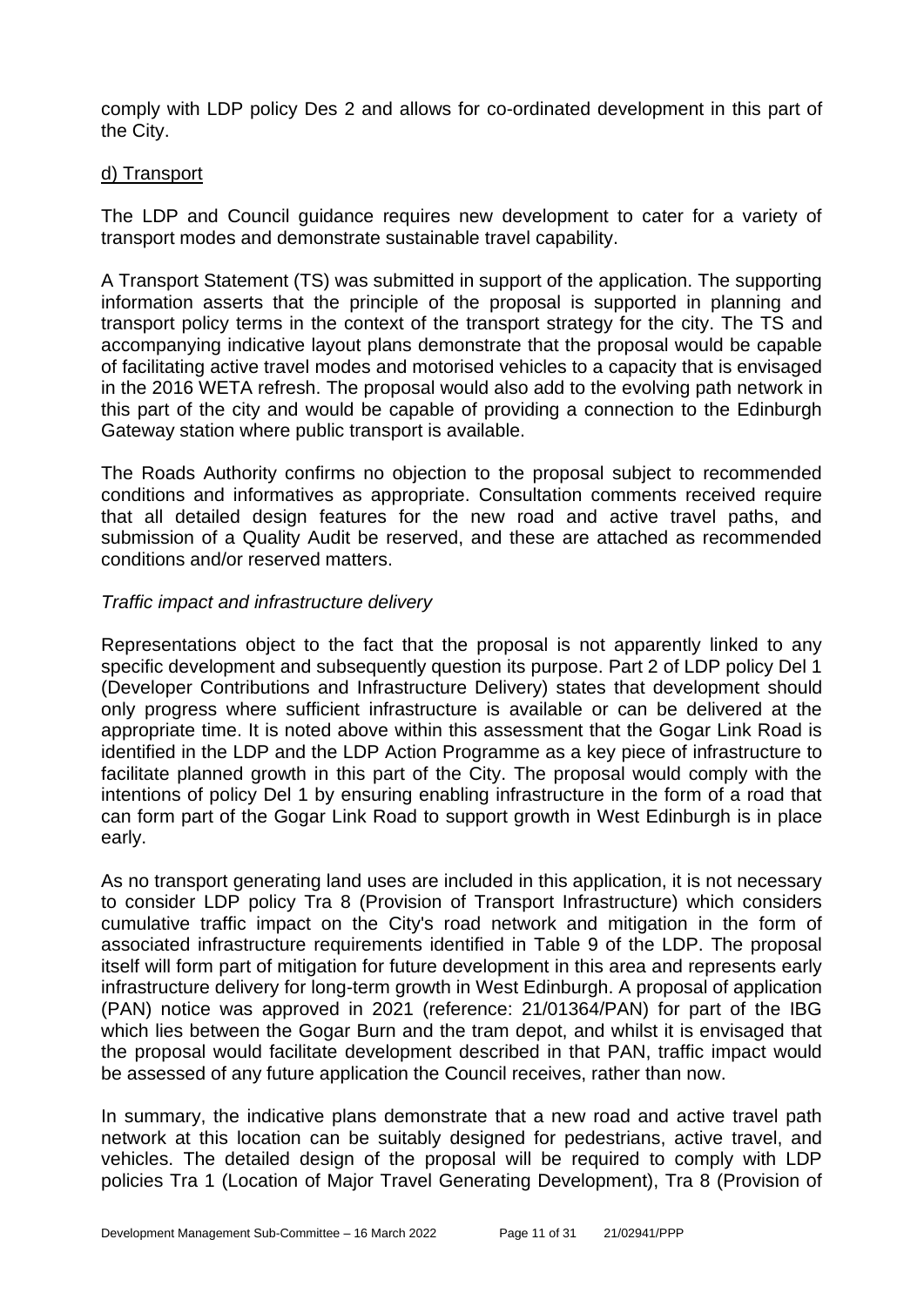comply with LDP policy Des 2 and allows for co-ordinated development in this part of the City.

d) Transport

The LDP and Council guidance requires new development to cater for a variety of transport modes and demonstrate sustainable travel capability.

A Transport Statement (TS) was submitted in support of the application. The supporting information asserts that the principle of the proposal is supported in planning and transport policy terms in the context of the transport strategy for the city. The TS and accompanying indicative layout plans demonstrate that the proposal would be capable of facilitating active travel modes and motorised vehicles to a capacity that is envisaged in the 2016 WETA refresh. The proposal would also add to the evolving path network in this part of the city and would be capable of providing a connection to the Edinburgh Gateway station where public transport is available.

The Roads Authority confirms no objection to the proposal subject to recommended conditions and informatives as appropriate. Consultation comments received require that all detailed design features for the new road and active travel paths, and submission of a Quality Audit be reserved, and these are attached as recommended conditions and/or reserved matters.

*Traffic impact and infrastructure delivery*

Representations object to the fact that the proposal is not apparently linked to any specific development and subsequently question its purpose. Part 2 of LDP policy Del 1 (Developer Contributions and Infrastructure Delivery) states that development should only progress where sufficient infrastructure is available or can be delivered at the appropriate time. It is noted above within this assessment that the Gogar Link Road is identified in the LDP and the LDP Action Programme as a key piece of infrastructure to facilitate planned growth in this part of the City. The proposal would comply with the intentions of policy Del 1 by ensuring enabling infrastructure in the form of a road that can form part of the Gogar Link Road to support growth in West Edinburgh is in place early.

As no transport generating land uses are included in this application, it is not necessary to consider LDP policy Tra 8 (Provision of Transport Infrastructure) which considers cumulative traffic impact on the City's road network and mitigation in the form of associated infrastructure requirements identified in Table 9 of the LDP. The proposal itself will form part of mitigation for future development in this area and represents early infrastructure delivery for long-term growth in West Edinburgh. A proposal of application (PAN) notice was approved in 2021 (reference: 21/01364/PAN) for part of the IBG which lies between the Gogar Burn and the tram depot, and whilst it is envisaged that the proposal would facilitate development described in that PAN, traffic impact would be assessed of any future application the Council receives, rather than now.

In summary, the indicative plans demonstrate that a new road and active travel path network at this location can be suitably designed for pedestrians, active travel, and vehicles. The detailed design of the proposal will be required to comply with LDP policies Tra 1 (Location of Major Travel Generating Development), Tra 8 (Provision of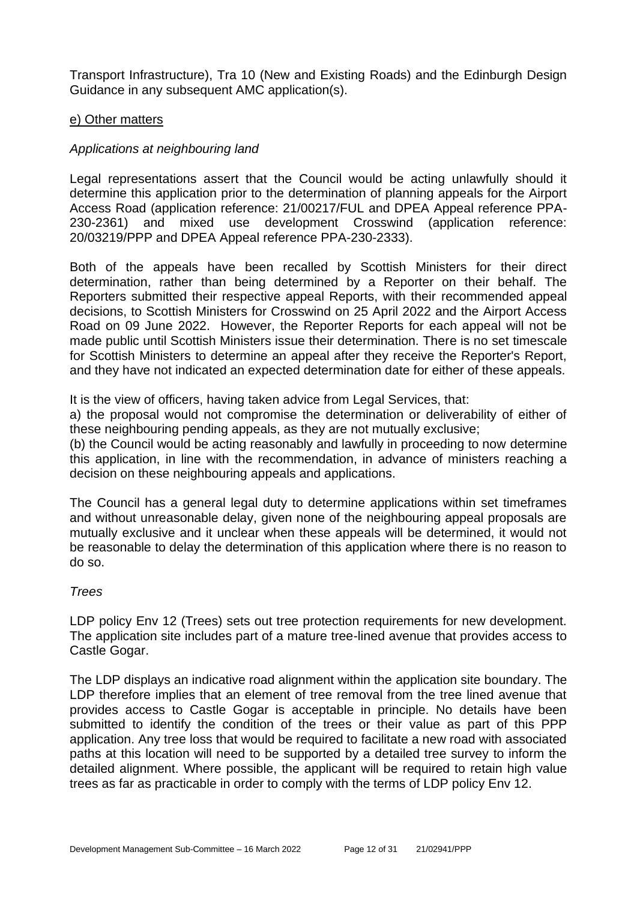Transport Infrastructure), Tra 10 (New and Existing Roads) and the Edinburgh Design Guidance in any subsequent AMC application(s).

e) Other matters

*Applications at neighbouring land*

Legal representations assert that the Council would be acting unlawfully should it determine this application prior to the determination of planning appeals for the Airport Access Road (application reference: 21/00217/FUL and DPEA Appeal reference PPA-230-2361) and mixed use development Crosswind (application reference: 20/03219/PPP and DPEA Appeal reference PPA-230-2333).

Both of the appeals have been recalled by Scottish Ministers for their direct determination, rather than being determined by a Reporter on their behalf. The Reporters submitted their respective appeal Reports, with their recommended appeal decisions, to Scottish Ministers for Crosswind on 25 April 2022 and the Airport Access Road on 09 June 2022. However, the Reporter Reports for each appeal will not be made public until Scottish Ministers issue their determination. There is no set timescale for Scottish Ministers to determine an appeal after they receive the Reporter's Report, and they have not indicated an expected determination date for either of these appeals.

It is the view of officers, having taken advice from Legal Services, that:

a) the proposal would not compromise the determination or deliverability of either of these neighbouring pending appeals, as they are not mutually exclusive;

(b) the Council would be acting reasonably and lawfully in proceeding to now determine this application, in line with the recommendation, in advance of ministers reaching a decision on these neighbouring appeals and applications.

The Council has a general legal duty to determine applications within set timeframes and without unreasonable delay, given none of the neighbouring appeal proposals are mutually exclusive and it unclear when these appeals will be determined, it would not be reasonable to delay the determination of this application where there is no reason to do so.

*Trees*

LDP policy Env 12 (Trees) sets out tree protection requirements for new development. The application site includes part of a mature tree-lined avenue that provides access to Castle Gogar.

The LDP displays an indicative road alignment within the application site boundary. The LDP therefore implies that an element of tree removal from the tree lined avenue that provides access to Castle Gogar is acceptable in principle. No details have been submitted to identify the condition of the trees or their value as part of this PPP application. Any tree loss that would be required to facilitate a new road with associated paths at this location will need to be supported by a detailed tree survey to inform the detailed alignment. Where possible, the applicant will be required to retain high value trees as far as practicable in order to comply with the terms of LDP policy Env 12.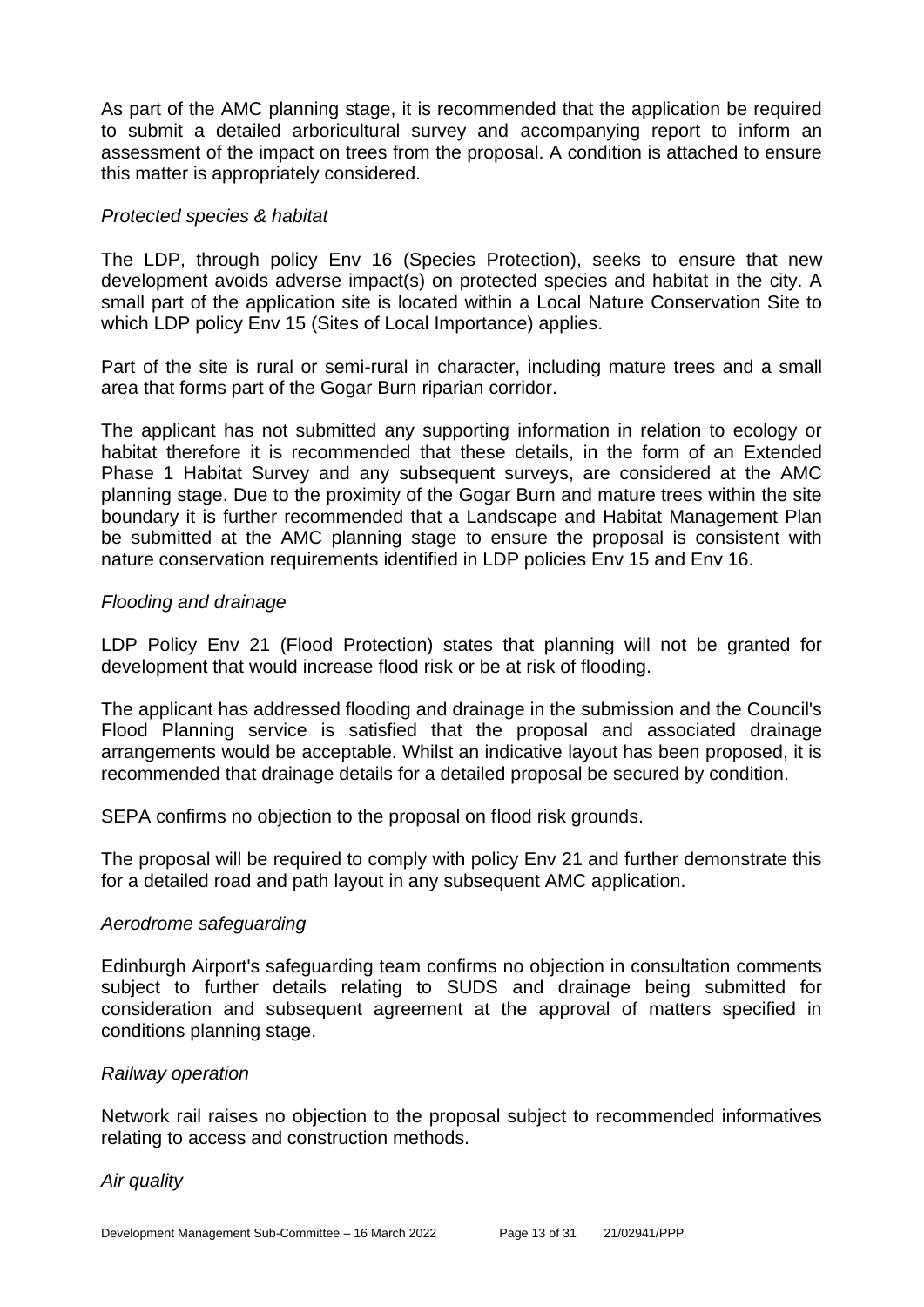As part of the AMC planning stage, it is recommended that the application be required to submit a detailed arboricultural survey and accompanying report to inform an assessment of the impact on trees from the proposal. A condition is attached to ensure this matter is appropriately considered.

*Protected species & habitat*

The LDP, through policy Env 16 (Species Protection), seeks to ensure that new development avoids adverse impact(s) on protected species and habitat in the city. A small part of the application site is located within a Local Nature Conservation Site to which LDP policy Env 15 (Sites of Local Importance) applies.

Part of the site is rural or semi-rural in character, including mature trees and a small area that forms part of the Gogar Burn riparian corridor.

The applicant has not submitted any supporting information in relation to ecology or habitat therefore it is recommended that these details, in the form of an Extended Phase 1 Habitat Survey and any subsequent surveys, are considered at the AMC planning stage. Due to the proximity of the Gogar Burn and mature trees within the site boundary it is further recommended that a Landscape and Habitat Management Plan be submitted at the AMC planning stage to ensure the proposal is consistent with nature conservation requirements identified in LDP policies Env 15 and Env 16.

*Flooding and drainage*

LDP Policy Env 21 (Flood Protection) states that planning will not be granted for development that would increase flood risk or be at risk of flooding.

The applicant has addressed flooding and drainage in the submission and the Council's Flood Planning service is satisfied that the proposal and associated drainage arrangements would be acceptable. Whilst an indicative layout has been proposed, it is recommended that drainage details for a detailed proposal be secured by condition.

SEPA confirms no objection to the proposal on flood risk grounds.

The proposal will be required to comply with policy Env 21 and further demonstrate this for a detailed road and path layout in any subsequent AMC application.

*Aerodrome safeguarding*

Edinburgh Airport's safeguarding team confirms no objection in consultation comments subject to further details relating to SUDS and drainage being submitted for consideration and subsequent agreement at the approval of matters specified in conditions planning stage.

*Railway operation*

Network rail raises no objection to the proposal subject to recommended informatives relating to access and construction methods.

*Air quality*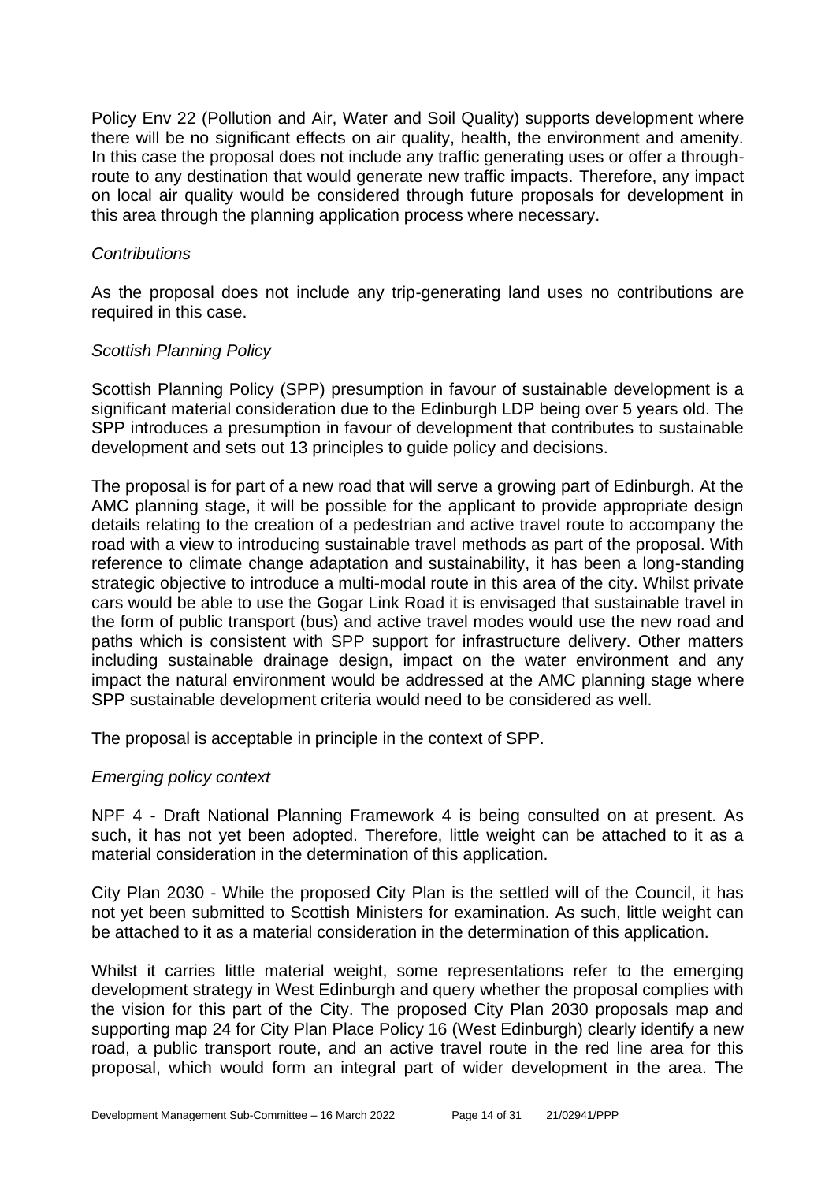Policy Env 22 (Pollution and Air, Water and Soil Quality) supports development where there will be no significant effects on air quality, health, the environment and amenity. In this case the proposal does not include any traffic generating uses or offer a through-route to any destination that would generate new traffic impacts. Therefore, any impact on local air quality would be considered through future proposals for development in this area through the planning application process where necessary.

*Contributions*

As the proposal does not include any trip-generating land uses no contributions are required in this case.

*Scottish Planning Policy*

Scottish Planning Policy (SPP) presumption in favour of sustainable development is a significant material consideration due to the Edinburgh LDP being over 5 years old. The SPP introduces a presumption in favour of development that contributes to sustainable development and sets out 13 principles to guide policy and decisions.

The proposal is for part of a new road that will serve a growing part of Edinburgh. At the AMC planning stage, it will be possible for the applicant to provide appropriate design details relating to the creation of a pedestrian and active travel route to accompany the road with a view to introducing sustainable travel methods as part of the proposal. With reference to climate change adaptation and sustainability, it has been a long-standing strategic objective to introduce a multi-modal route in this area of the city. Whilst private cars would be able to use the Gogar Link Road it is envisaged that sustainable travel in the form of public transport (bus) and active travel modes would use the new road and paths which is consistent with SPP support for infrastructure delivery. Other matters including sustainable drainage design, impact on the water environment and any impact the natural environment would be addressed at the AMC planning stage where SPP sustainable development criteria would need to be considered as well.

The proposal is acceptable in principle in the context of SPP.

*Emerging policy context*

NPF 4 - Draft National Planning Framework 4 is being consulted on at present. As such, it has not yet been adopted. Therefore, little weight can be attached to it as a material consideration in the determination of this application.

City Plan 2030 - While the proposed City Plan is the settled will of the Council, it has not yet been submitted to Scottish Ministers for examination. As such, little weight can be attached to it as a material consideration in the determination of this application.

Whilst it carries little material weight, some representations refer to the emerging development strategy in West Edinburgh and query whether the proposal complies with the vision for this part of the City. The proposed City Plan 2030 proposals map and supporting map 24 for City Plan Place Policy 16 (West Edinburgh) clearly identify a new road, a public transport route, and an active travel route in the red line area for this proposal, which would form an integral part of wider development in the area. The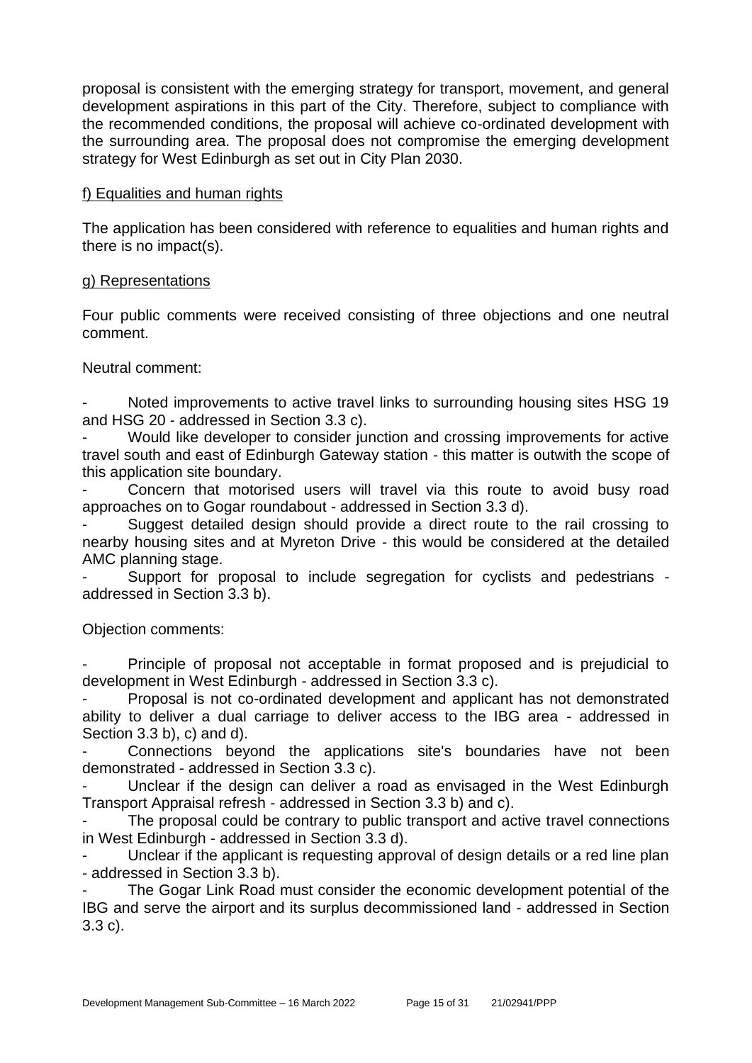proposal is consistent with the emerging strategy for transport, movement, and general development aspirations in this part of the City. Therefore, subject to compliance with the recommended conditions, the proposal will achieve co-ordinated development with the surrounding area. The proposal does not compromise the emerging development strategy for West Edinburgh as set out in City Plan 2030.

f) Equalities and human rights

The application has been considered with reference to equalities and human rights and there is no impact(s).

g) Representations

Four public comments were received consisting of three objections and one neutral comment.

Neutral comment:

- Noted improvements to active travel links to surrounding housing sites HSG 19 and HSG 20 - addressed in Section 3.3 c).
- Would like developer to consider junction and crossing improvements for active travel south and east of Edinburgh Gateway station - this matter is outwith the scope of this application site boundary.
- Concern that motorised users will travel via this route to avoid busy road approaches on to Gogar roundabout - addressed in Section 3.3 d).
- Suggest detailed design should provide a direct route to the rail crossing to nearby housing sites and at Myreton Drive - this would be considered at the detailed AMC planning stage.
- Support for proposal to include segregation for cyclists and pedestrians - addressed in Section 3.3 b).

Objection comments:

- Principle of proposal not acceptable in format proposed and is prejudicial to development in West Edinburgh - addressed in Section 3.3 c).
- Proposal is not co-ordinated development and applicant has not demonstrated ability to deliver a dual carriage to deliver access to the IBG area - addressed in Section 3.3 b), c) and d).
- Connections beyond the applications site's boundaries have not been demonstrated - addressed in Section 3.3 c).
- Unclear if the design can deliver a road as envisaged in the West Edinburgh Transport Appraisal refresh - addressed in Section 3.3 b) and c).
- The proposal could be contrary to public transport and active travel connections in West Edinburgh - addressed in Section 3.3 d).
- Unclear if the applicant is requesting approval of design details or a red line plan - addressed in Section 3.3 b).
- The Gogar Link Road must consider the economic development potential of the IBG and serve the airport and its surplus decommissioned land - addressed in Section 3.3 c).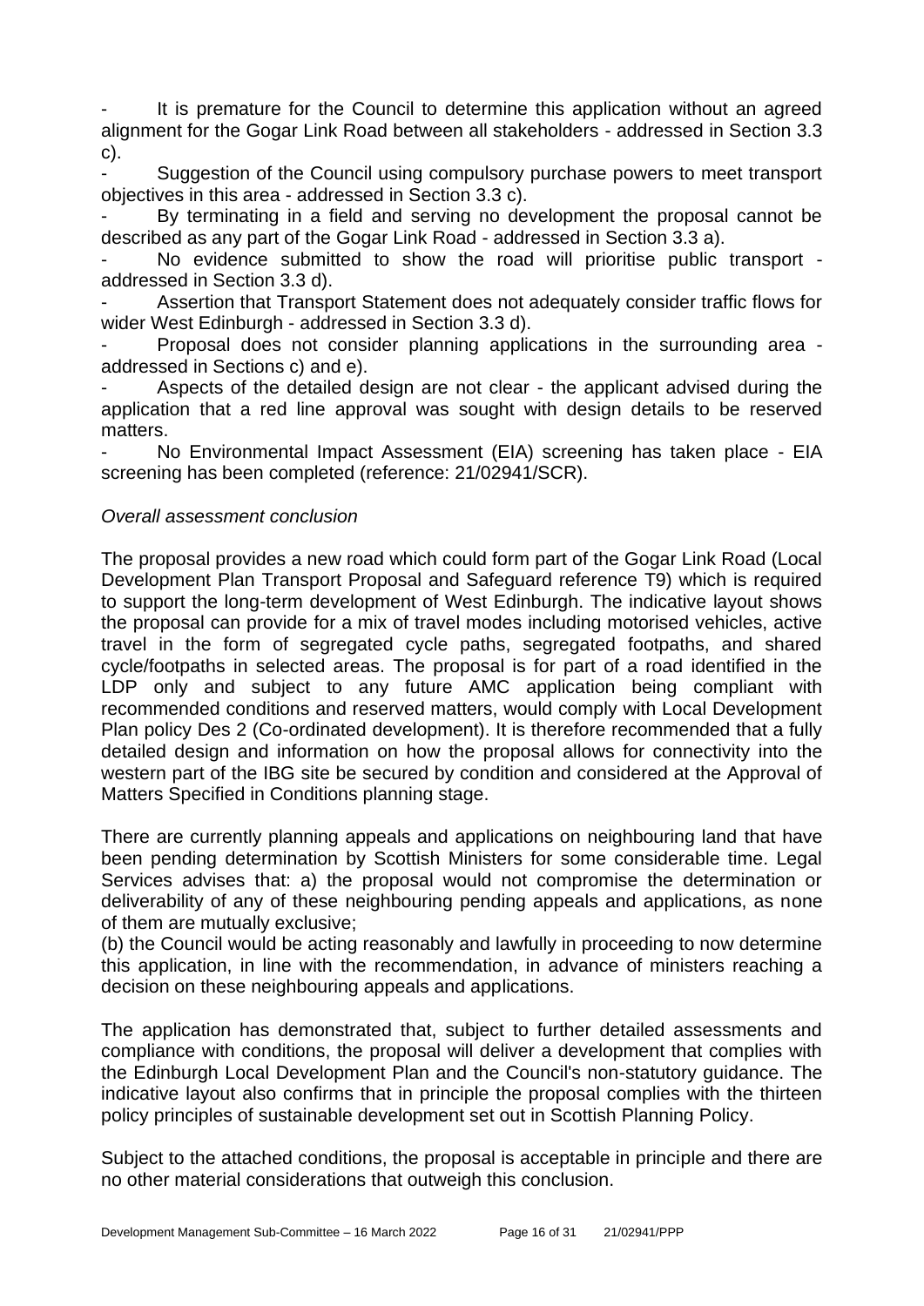- It is premature for the Council to determine this application without an agreed alignment for the Gogar Link Road between all stakeholders - addressed in Section 3.3 c).
- Suggestion of the Council using compulsory purchase powers to meet transport objectives in this area - addressed in Section 3.3 c).
- By terminating in a field and serving no development the proposal cannot be described as any part of the Gogar Link Road - addressed in Section 3.3 a).
- No evidence submitted to show the road will prioritise public transport - addressed in Section 3.3 d).
- Assertion that Transport Statement does not adequately consider traffic flows for wider West Edinburgh - addressed in Section 3.3 d).
- Proposal does not consider planning applications in the surrounding area - addressed in Sections c) and e).
- Aspects of the detailed design are not clear - the applicant advised during the application that a red line approval was sought with design details to be reserved matters.
- No Environmental Impact Assessment (EIA) screening has taken place - EIA screening has been completed (reference: 21/02941/SCR).

*Overall assessment conclusion*

The proposal provides a new road which could form part of the Gogar Link Road (Local Development Plan Transport Proposal and Safeguard reference T9) which is required to support the long-term development of West Edinburgh. The indicative layout shows the proposal can provide for a mix of travel modes including motorised vehicles, active travel in the form of segregated cycle paths, segregated footpaths, and shared cycle/footpaths in selected areas. The proposal is for part of a road identified in the LDP only and subject to any future AMC application being compliant with recommended conditions and reserved matters, would comply with Local Development Plan policy Des 2 (Co-ordinated development). It is therefore recommended that a fully detailed design and information on how the proposal allows for connectivity into the western part of the IBG site be secured by condition and considered at the Approval of Matters Specified in Conditions planning stage.

There are currently planning appeals and applications on neighbouring land that have been pending determination by Scottish Ministers for some considerable time. Legal Services advises that: a) the proposal would not compromise the determination or deliverability of any of these neighbouring pending appeals and applications, as none of them are mutually exclusive;
(b) the Council would be acting reasonably and lawfully in proceeding to now determine this application, in line with the recommendation, in advance of ministers reaching a decision on these neighbouring appeals and applications.

The application has demonstrated that, subject to further detailed assessments and compliance with conditions, the proposal will deliver a development that complies with the Edinburgh Local Development Plan and the Council's non-statutory guidance. The indicative layout also confirms that in principle the proposal complies with the thirteen policy principles of sustainable development set out in Scottish Planning Policy.

Subject to the attached conditions, the proposal is acceptable in principle and there are no other material considerations that outweigh this conclusion.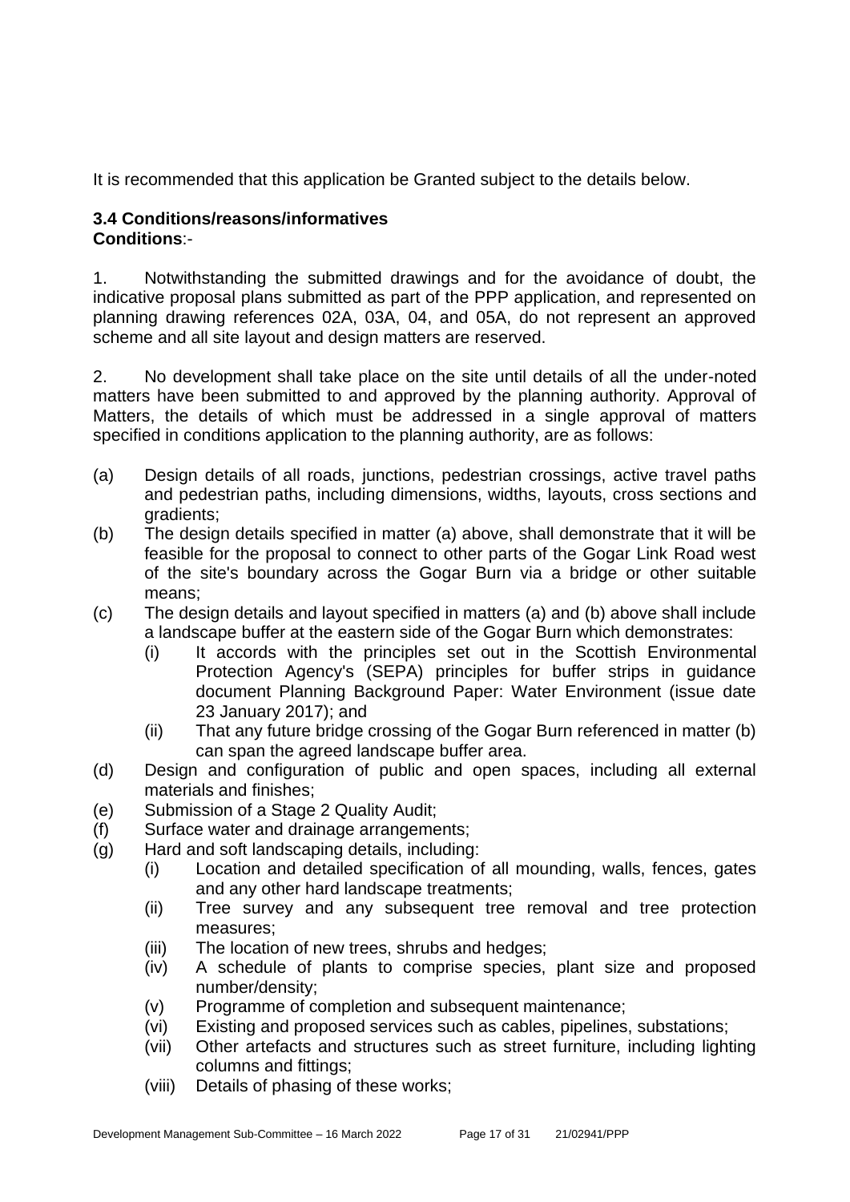It is recommended that this application be Granted subject to the details below.

**3.4 Conditions/reasons/informatives**
**Conditions**:-

1. Notwithstanding the submitted drawings and for the avoidance of doubt, the indicative proposal plans submitted as part of the PPP application, and represented on planning drawing references 02A, 03A, 04, and 05A, do not represent an approved scheme and all site layout and design matters are reserved.

2. No development shall take place on the site until details of all the under-noted matters have been submitted to and approved by the planning authority. Approval of Matters, the details of which must be addressed in a single approval of matters specified in conditions application to the planning authority, are as follows:

(a) Design details of all roads, junctions, pedestrian crossings, active travel paths and pedestrian paths, including dimensions, widths, layouts, cross sections and gradients;
(b) The design details specified in matter (a) above, shall demonstrate that it will be feasible for the proposal to connect to other parts of the Gogar Link Road west of the site's boundary across the Gogar Burn via a bridge or other suitable means;
(c) The design details and layout specified in matters (a) and (b) above shall include a landscape buffer at the eastern side of the Gogar Burn which demonstrates:
    (i) It accords with the principles set out in the Scottish Environmental Protection Agency's (SEPA) principles for buffer strips in guidance document Planning Background Paper: Water Environment (issue date 23 January 2017); and
    (ii) That any future bridge crossing of the Gogar Burn referenced in matter (b) can span the agreed landscape buffer area.
(d) Design and configuration of public and open spaces, including all external materials and finishes;
(e) Submission of a Stage 2 Quality Audit;
(f) Surface water and drainage arrangements;
(g) Hard and soft landscaping details, including:
    (i) Location and detailed specification of all mounding, walls, fences, gates and any other hard landscape treatments;
    (ii) Tree survey and any subsequent tree removal and tree protection measures;
    (iii) The location of new trees, shrubs and hedges;
    (iv) A schedule of plants to comprise species, plant size and proposed number/density;
    (v) Programme of completion and subsequent maintenance;
    (vi) Existing and proposed services such as cables, pipelines, substations;
    (vii) Other artefacts and structures such as street furniture, including lighting columns and fittings;
    (viii) Details of phasing of these works;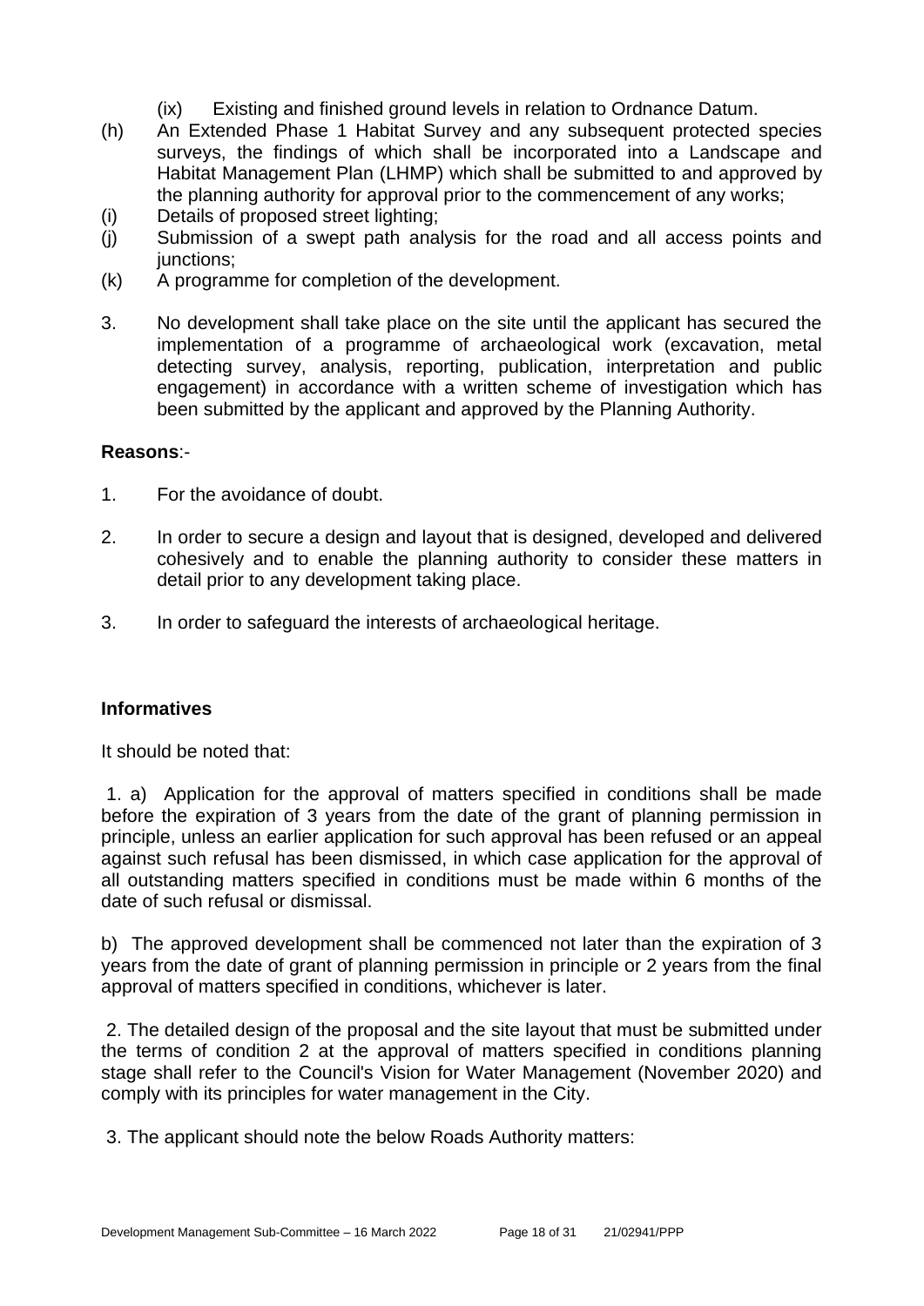(ix) Existing and finished ground levels in relation to Ordnance Datum.

(h) An Extended Phase 1 Habitat Survey and any subsequent protected species surveys, the findings of which shall be incorporated into a Landscape and Habitat Management Plan (LHMP) which shall be submitted to and approved by the planning authority for approval prior to the commencement of any works;

(i) Details of proposed street lighting;

(j) Submission of a swept path analysis for the road and all access points and junctions;

(k) A programme for completion of the development.

3. No development shall take place on the site until the applicant has secured the implementation of a programme of archaeological work (excavation, metal detecting survey, analysis, reporting, publication, interpretation and public engagement) in accordance with a written scheme of investigation which has been submitted by the applicant and approved by the Planning Authority.

**Reasons**:-

1. For the avoidance of doubt.

2. In order to secure a design and layout that is designed, developed and delivered cohesively and to enable the planning authority to consider these matters in detail prior to any development taking place.

3. In order to safeguard the interests of archaeological heritage.

**Informatives**

It should be noted that:

1. a) Application for the approval of matters specified in conditions shall be made before the expiration of 3 years from the date of the grant of planning permission in principle, unless an earlier application for such approval has been refused or an appeal against such refusal has been dismissed, in which case application for the approval of all outstanding matters specified in conditions must be made within 6 months of the date of such refusal or dismissal.

b) The approved development shall be commenced not later than the expiration of 3 years from the date of grant of planning permission in principle or 2 years from the final approval of matters specified in conditions, whichever is later.

2. The detailed design of the proposal and the site layout that must be submitted under the terms of condition 2 at the approval of matters specified in conditions planning stage shall refer to the Council's Vision for Water Management (November 2020) and comply with its principles for water management in the City.

3. The applicant should note the below Roads Authority matters: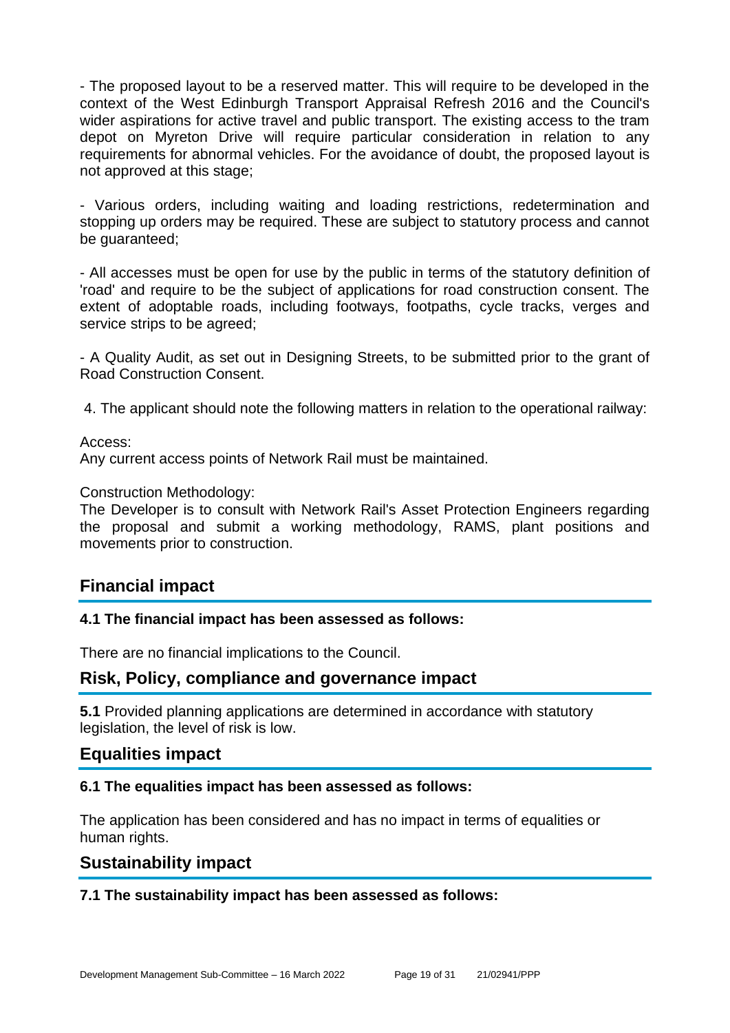- The proposed layout to be a reserved matter. This will require to be developed in the context of the West Edinburgh Transport Appraisal Refresh 2016 and the Council's wider aspirations for active travel and public transport. The existing access to the tram depot on Myreton Drive will require particular consideration in relation to any requirements for abnormal vehicles. For the avoidance of doubt, the proposed layout is not approved at this stage;

- Various orders, including waiting and loading restrictions, redetermination and stopping up orders may be required. These are subject to statutory process and cannot be guaranteed;

- All accesses must be open for use by the public in terms of the statutory definition of 'road' and require to be the subject of applications for road construction consent. The extent of adoptable roads, including footways, footpaths, cycle tracks, verges and service strips to be agreed;

- A Quality Audit, as set out in Designing Streets, to be submitted prior to the grant of Road Construction Consent.

4. The applicant should note the following matters in relation to the operational railway:

Access:
Any current access points of Network Rail must be maintained.

Construction Methodology:
The Developer is to consult with Network Rail's Asset Protection Engineers regarding the proposal and submit a working methodology, RAMS, plant positions and movements prior to construction.

## Financial impact

**4.1 The financial impact has been assessed as follows:**

There are no financial implications to the Council.

## Risk, Policy, compliance and governance impact

**5.1** Provided planning applications are determined in accordance with statutory legislation, the level of risk is low.

## Equalities impact

**6.1 The equalities impact has been assessed as follows:**

The application has been considered and has no impact in terms of equalities or human rights.

## Sustainability impact

**7.1 The sustainability impact has been assessed as follows:**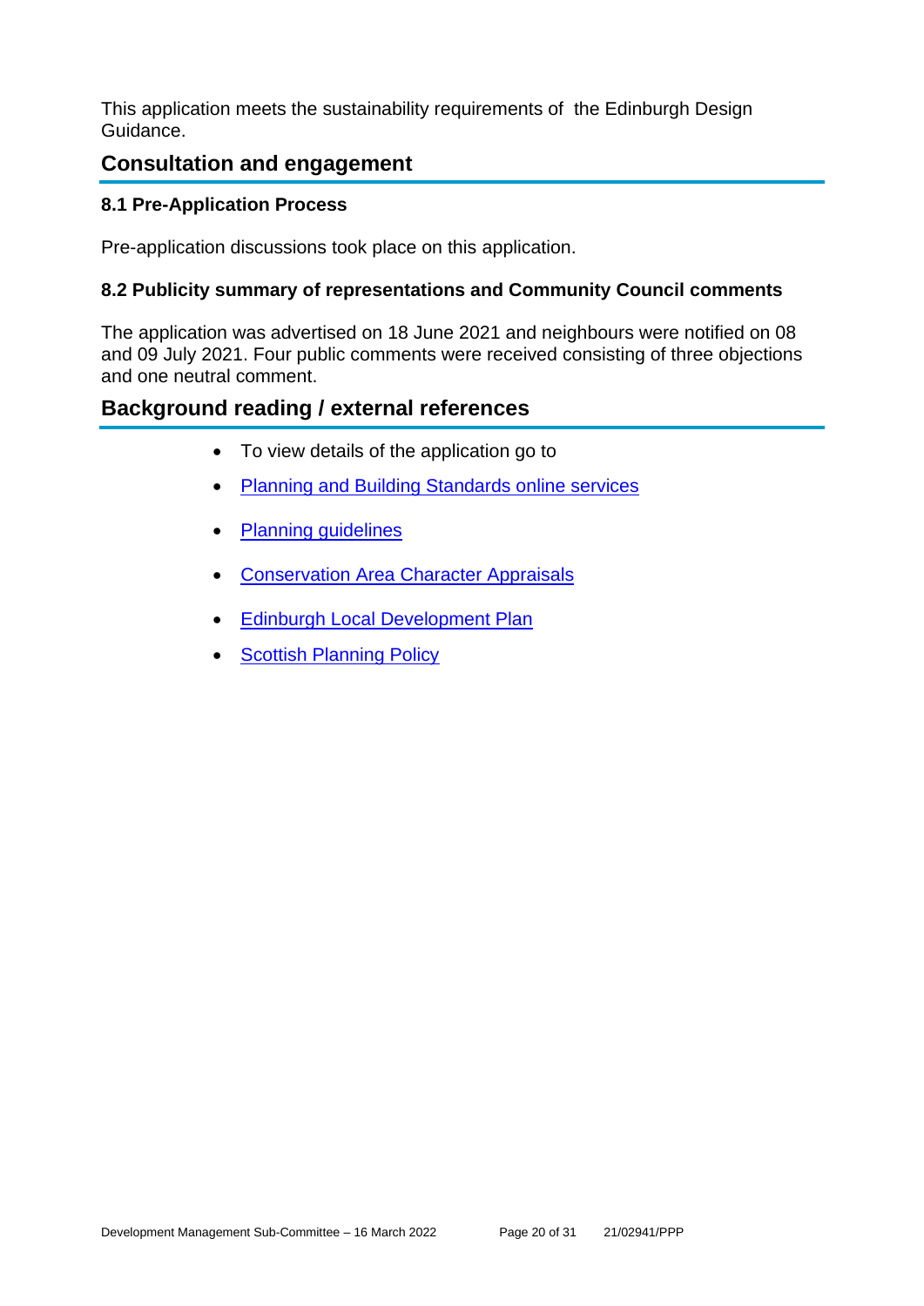This application meets the sustainability requirements of  the Edinburgh Design Guidance.

## Consultation and engagement

### 8.1 Pre-Application Process

Pre-application discussions took place on this application.

### 8.2 Publicity summary of representations and Community Council comments

The application was advertised on 18 June 2021 and neighbours were notified on 08 and 09 July 2021. Four public comments were received consisting of three objections and one neutral comment.

## Background reading / external references

- To view details of the application go to
- Planning and Building Standards online services
- Planning guidelines
- Conservation Area Character Appraisals
- Edinburgh Local Development Plan
- Scottish Planning Policy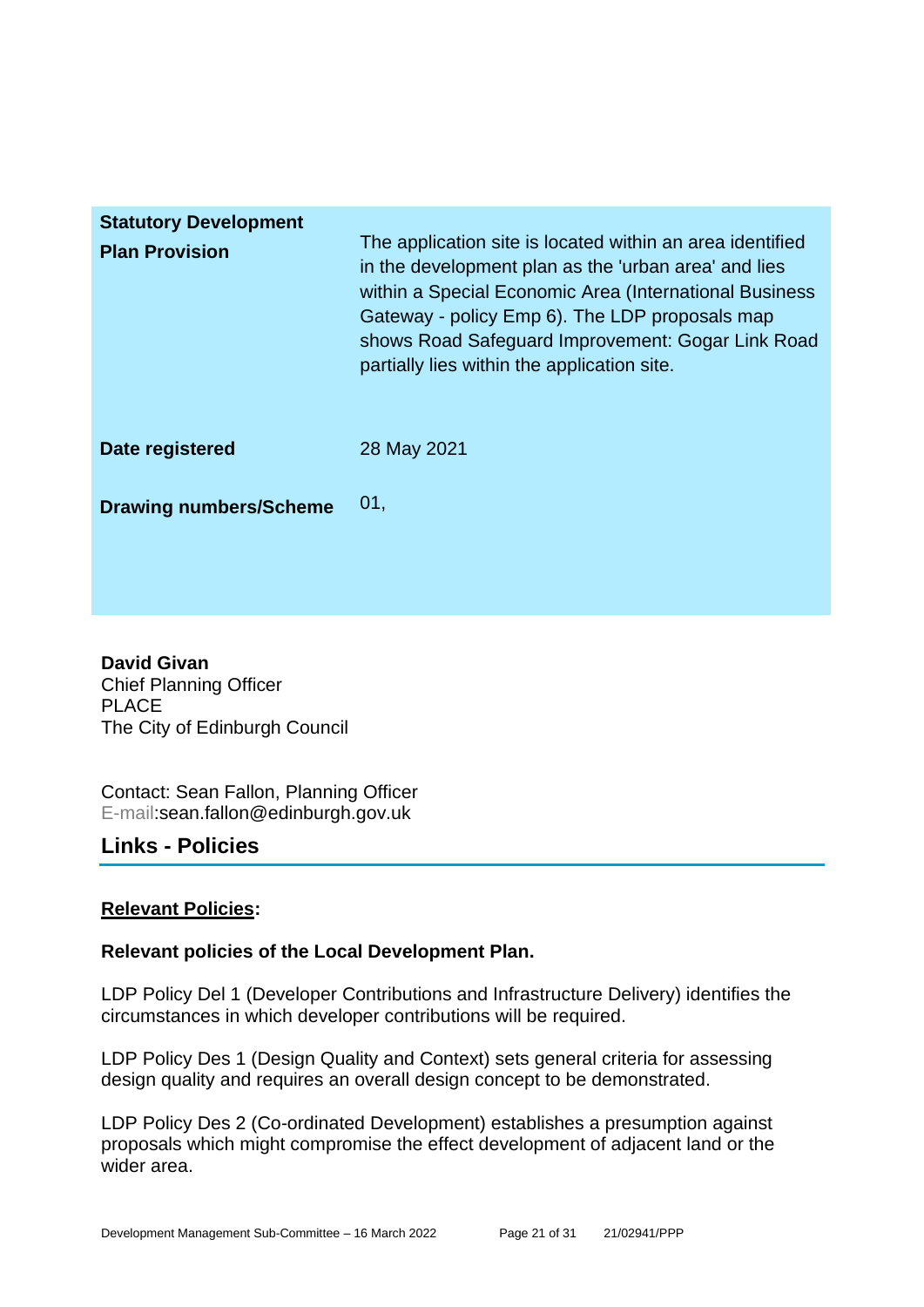| | |
|---|---|
| **Statistical Development Plan Provision** | The application site is located within an area identified in the development plan as the 'urban area' and lies within a Special Economic Area (International Business Gateway - policy Emp 6). The LDP proposals map shows Road Safeguard Improvement: Gogar Link Road partially lies within the application site. |
| **Date registered** | 28 May 2021 |
| **Drawing numbers/Scheme** | 01, |

**David Givan**
Chief Planning Officer
PLACE
The City of Edinburgh Council

Contact: Sean Fallon, Planning Officer
E-mail:sean.fallon@edinburgh.gov.uk

## Links - Policies

**Relevant Policies:**

**Relevant policies of the Local Development Plan.**

LDP Policy Del 1 (Developer Contributions and Infrastructure Delivery) identifies the circumstances in which developer contributions will be required.

LDP Policy Des 1 (Design Quality and Context) sets general criteria for assessing design quality and requires an overall design concept to be demonstrated.

LDP Policy Des 2 (Co-ordinated Development) establishes a presumption against proposals which might compromise the effect development of adjacent land or the wider area.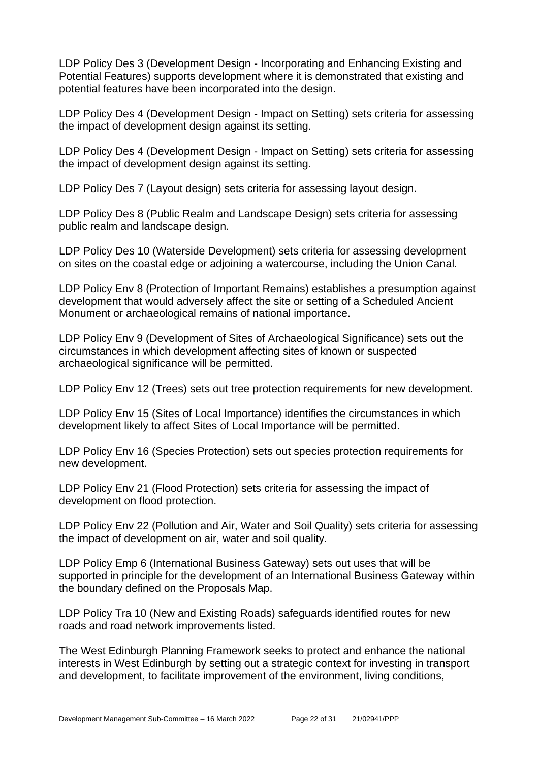LDP Policy Des 3 (Development Design - Incorporating and Enhancing Existing and Potential Features) supports development where it is demonstrated that existing and potential features have been incorporated into the design.

LDP Policy Des 4 (Development Design - Impact on Setting) sets criteria for assessing the impact of development design against its setting.

LDP Policy Des 4 (Development Design - Impact on Setting) sets criteria for assessing the impact of development design against its setting.

LDP Policy Des 7 (Layout design) sets criteria for assessing layout design.

LDP Policy Des 8 (Public Realm and Landscape Design) sets criteria for assessing public realm and landscape design.

LDP Policy Des 10 (Waterside Development) sets criteria for assessing development on sites on the coastal edge or adjoining a watercourse, including the Union Canal.

LDP Policy Env 8 (Protection of Important Remains) establishes a presumption against development that would adversely affect the site or setting of a Scheduled Ancient Monument or archaeological remains of national importance.

LDP Policy Env 9 (Development of Sites of Archaeological Significance) sets out the circumstances in which development affecting sites of known or suspected archaeological significance will be permitted.

LDP Policy Env 12 (Trees) sets out tree protection requirements for new development.

LDP Policy Env 15 (Sites of Local Importance) identifies the circumstances in which development likely to affect Sites of Local Importance will be permitted.

LDP Policy Env 16 (Species Protection) sets out species protection requirements for new development.

LDP Policy Env 21 (Flood Protection) sets criteria for assessing the impact of development on flood protection.

LDP Policy Env 22 (Pollution and Air, Water and Soil Quality) sets criteria for assessing the impact of development on air, water and soil quality.

LDP Policy Emp 6 (International Business Gateway) sets out uses that will be supported in principle for the development of an International Business Gateway within the boundary defined on the Proposals Map.

LDP Policy Tra 10 (New and Existing Roads) safeguards identified routes for new roads and road network improvements listed.

The West Edinburgh Planning Framework seeks to protect and enhance the national interests in West Edinburgh by setting out a strategic context for investing in transport and development, to facilitate improvement of the environment, living conditions,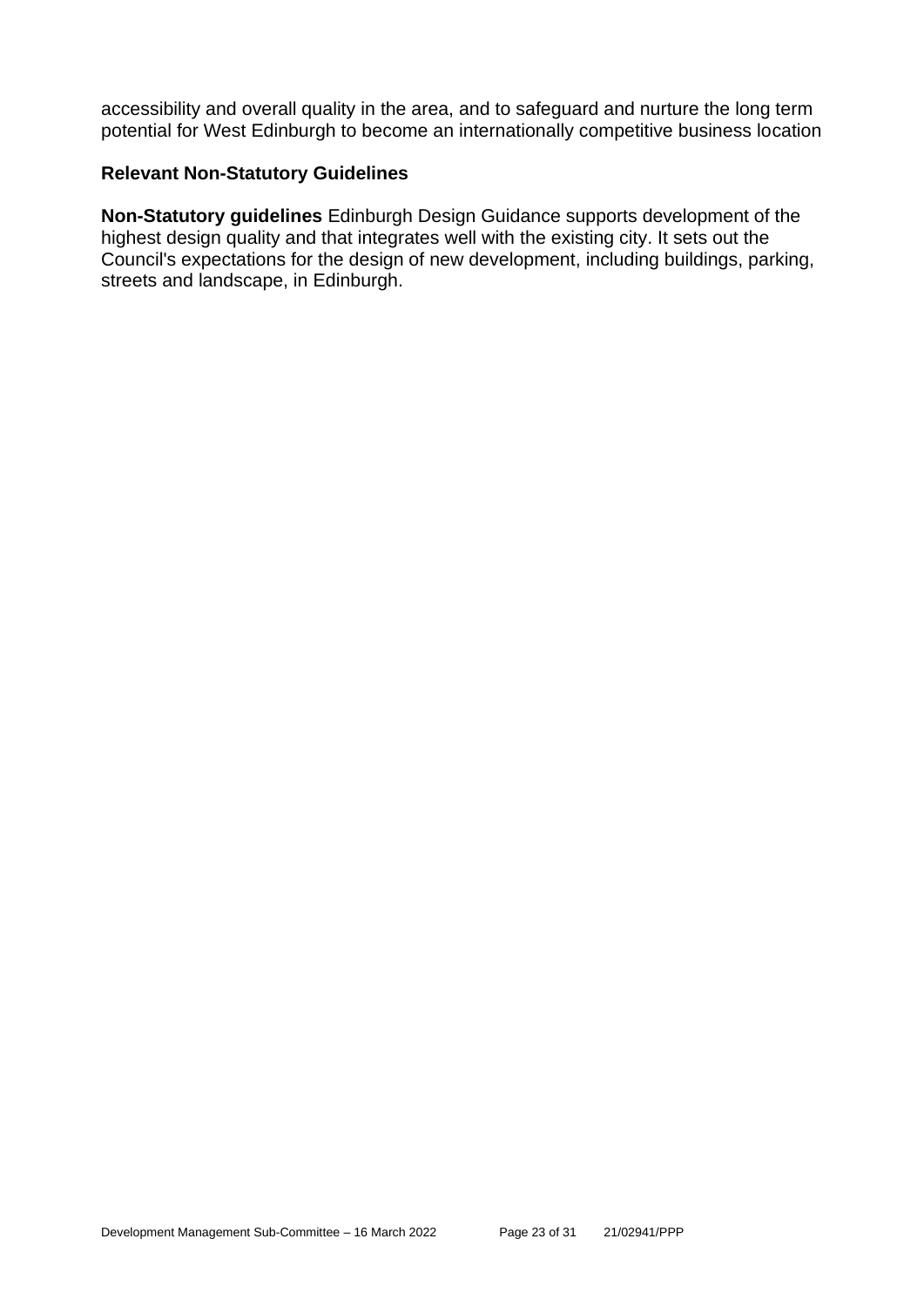accessibility and overall quality in the area, and to safeguard and nurture the long term potential for West Edinburgh to become an internationally competitive business location

### Relevant Non-Statutory Guidelines

**Non-Statutory guidelines** Edinburgh Design Guidance supports development of the highest design quality and that integrates well with the existing city. It sets out the Council's expectations for the design of new development, including buildings, parking, streets and landscape, in Edinburgh.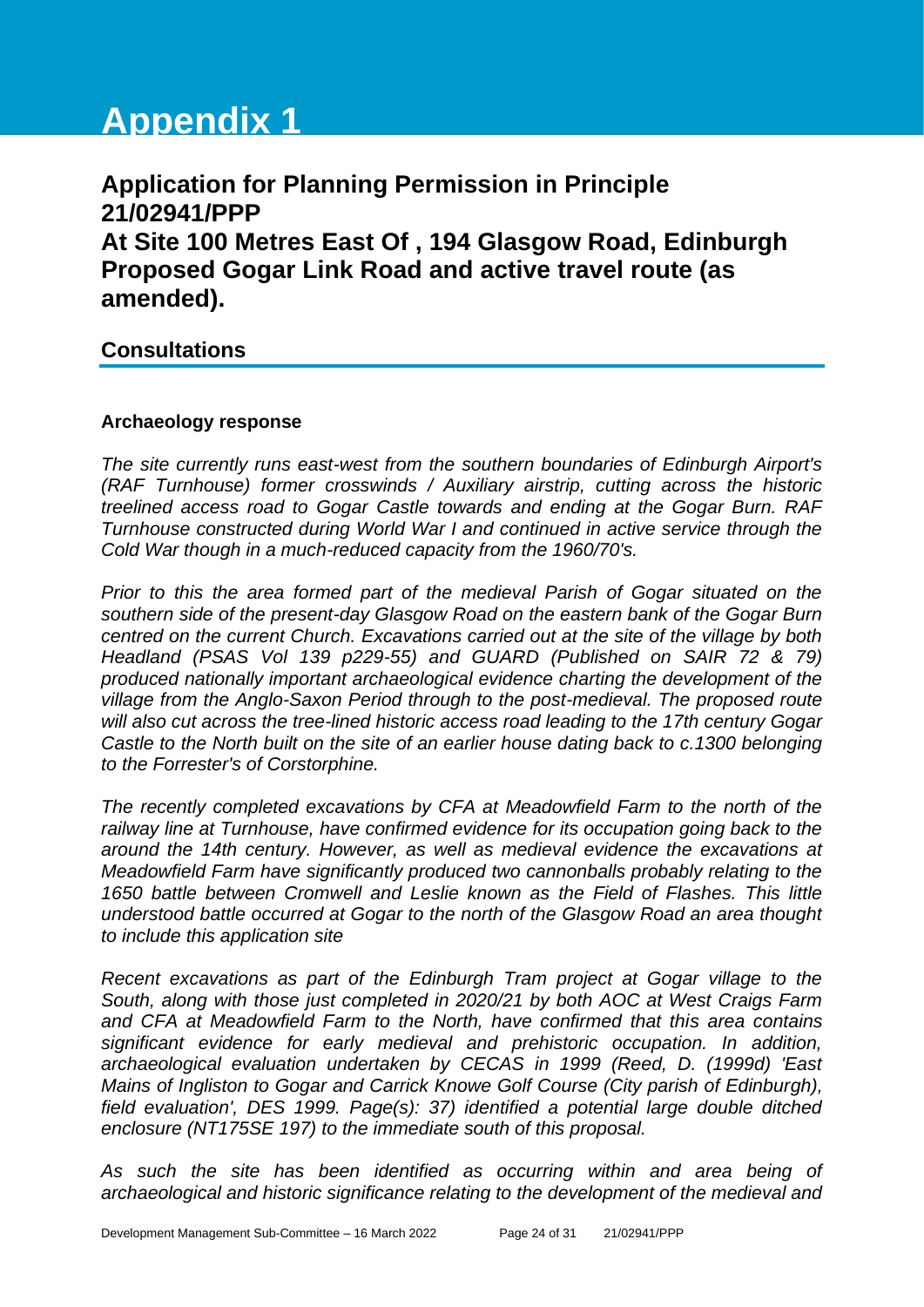# Appendix 1

## Application for Planning Permission in Principle 21/02941/PPP At Site 100 Metres East Of , 194 Glasgow Road, Edinburgh Proposed Gogar Link Road and active travel route (as amended).

### Consultations

**Archaeology response**

*The site currently runs east-west from the southern boundaries of Edinburgh Airport's (RAF Turnhouse) former crosswinds / Auxiliary airstrip, cutting across the historic treelined access road to Gogar Castle towards and ending at the Gogar Burn. RAF Turnhouse constructed during World War I and continued in active service through the Cold War though in a much-reduced capacity from the 1960/70's.*

*Prior to this the area formed part of the medieval Parish of Gogar situated on the southern side of the present-day Glasgow Road on the eastern bank of the Gogar Burn centred on the current Church. Excavations carried out at the site of the village by both Headland (PSAS Vol 139 p229-55) and GUARD (Published on SAIR 72 & 79) produced nationally important archaeological evidence charting the development of the village from the Anglo-Saxon Period through to the post-medieval. The proposed route will also cut across the tree-lined historic access road leading to the 17th century Gogar Castle to the North built on the site of an earlier house dating back to c.1300 belonging to the Forrester's of Corstorphine.*

*The recently completed excavations by CFA at Meadowfield Farm to the north of the railway line at Turnhouse, have confirmed evidence for its occupation going back to the around the 14th century. However, as well as medieval evidence the excavations at Meadowfield Farm have significantly produced two cannonballs probably relating to the 1650 battle between Cromwell and Leslie known as the Field of Flashes. This little understood battle occurred at Gogar to the north of the Glasgow Road an area thought to include this application site*

*Recent excavations as part of the Edinburgh Tram project at Gogar village to the South, along with those just completed in 2020/21 by both AOC at West Craigs Farm and CFA at Meadowfield Farm to the North, have confirmed that this area contains significant evidence for early medieval and prehistoric occupation. In addition, archaeological evaluation undertaken by CECAS in 1999 (Reed, D. (1999d) 'East Mains of Ingliston to Gogar and Carrick Knowe Golf Course (City parish of Edinburgh), field evaluation', DES 1999. Page(s): 37) identified a potential large double ditched enclosure (NT175SE 197) to the immediate south of this proposal.*

*As such the site has been identified as occurring within and area being of archaeological and historic significance relating to the development of the medieval and*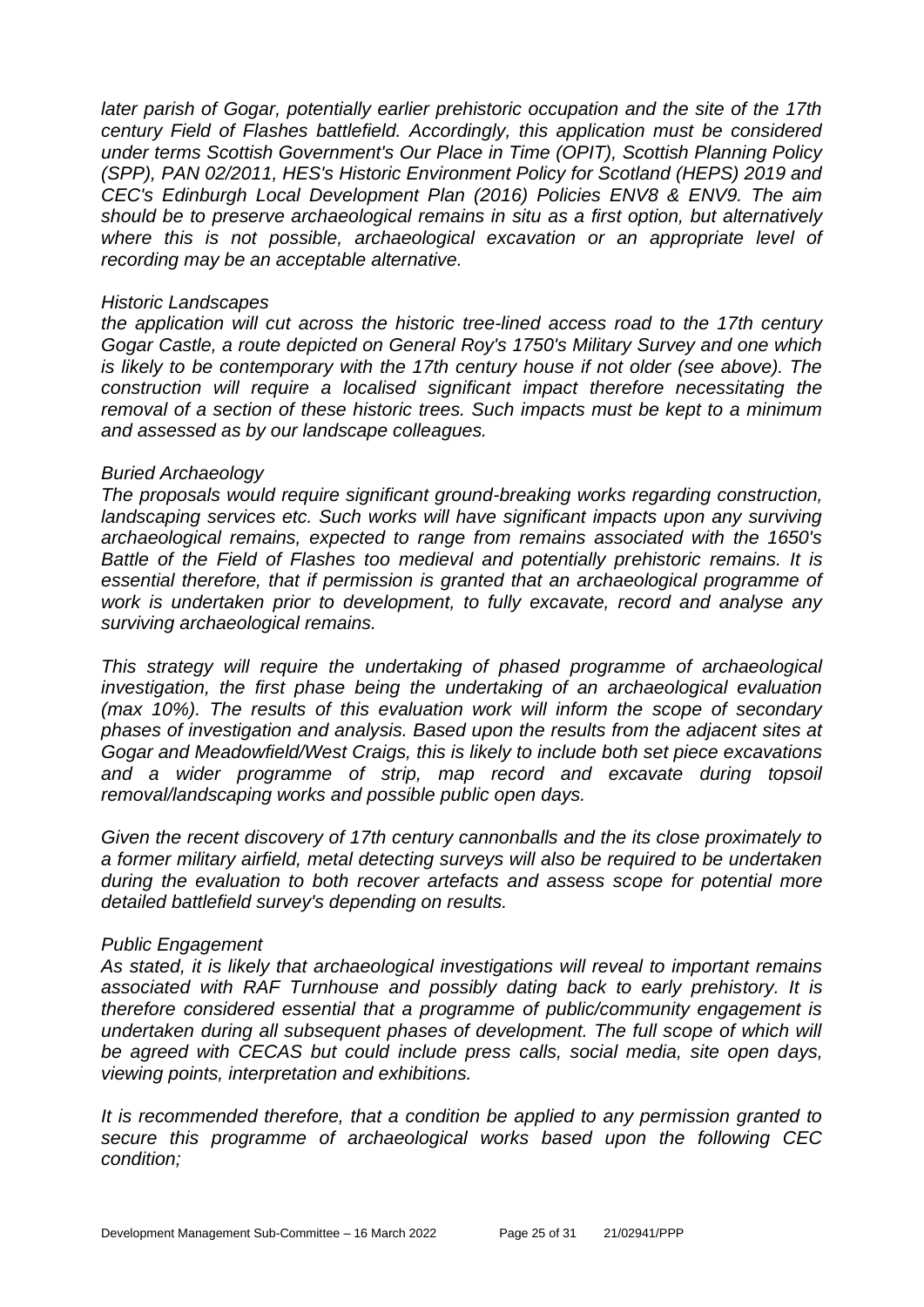*later parish of Gogar, potentially earlier prehistoric occupation and the site of the 17th century Field of Flashes battlefield. Accordingly, this application must be considered under terms Scottish Government's Our Place in Time (OPIT), Scottish Planning Policy (SPP), PAN 02/2011, HES's Historic Environment Policy for Scotland (HEPS) 2019 and CEC's Edinburgh Local Development Plan (2016) Policies ENV8 & ENV9. The aim should be to preserve archaeological remains in situ as a first option, but alternatively where this is not possible, archaeological excavation or an appropriate level of recording may be an acceptable alternative.*

*Historic Landscapes*

*the application will cut across the historic tree-lined access road to the 17th century Gogar Castle, a route depicted on General Roy's 1750's Military Survey and one which is likely to be contemporary with the 17th century house if not older (see above). The construction will require a localised significant impact therefore necessitating the removal of a section of these historic trees. Such impacts must be kept to a minimum and assessed as by our landscape colleagues.*

*Buried Archaeology*

*The proposals would require significant ground-breaking works regarding construction, landscaping services etc. Such works will have significant impacts upon any surviving archaeological remains, expected to range from remains associated with the 1650's Battle of the Field of Flashes too medieval and potentially prehistoric remains. It is essential therefore, that if permission is granted that an archaeological programme of work is undertaken prior to development, to fully excavate, record and analyse any surviving archaeological remains.*

*This strategy will require the undertaking of phased programme of archaeological investigation, the first phase being the undertaking of an archaeological evaluation (max 10%). The results of this evaluation work will inform the scope of secondary phases of investigation and analysis. Based upon the results from the adjacent sites at Gogar and Meadowfield/West Craigs, this is likely to include both set piece excavations and a wider programme of strip, map record and excavate during topsoil removal/landscaping works and possible public open days.*

*Given the recent discovery of 17th century cannonballs and the its close proximately to a former military airfield, metal detecting surveys will also be required to be undertaken during the evaluation to both recover artefacts and assess scope for potential more detailed battlefield survey's depending on results.*

*Public Engagement*

*As stated, it is likely that archaeological investigations will reveal to important remains associated with RAF Turnhouse and possibly dating back to early prehistory. It is therefore considered essential that a programme of public/community engagement is undertaken during all subsequent phases of development. The full scope of which will be agreed with CECAS but could include press calls, social media, site open days, viewing points, interpretation and exhibitions.*

*It is recommended therefore, that a condition be applied to any permission granted to secure this programme of archaeological works based upon the following CEC condition;*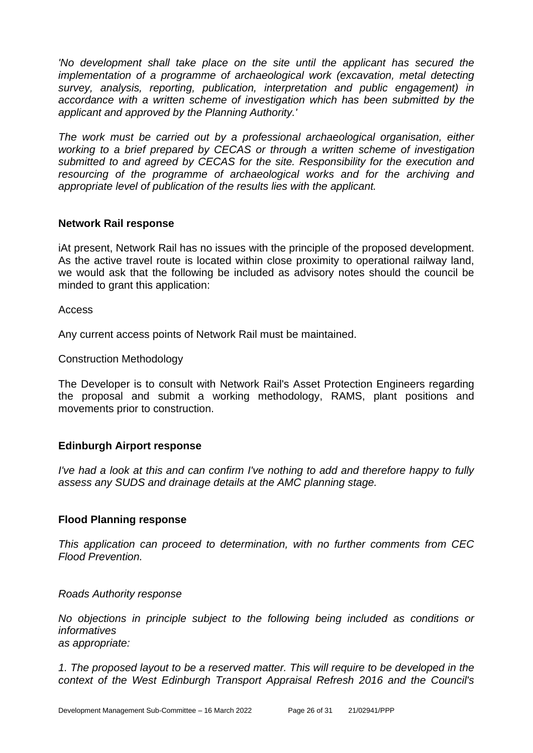*'No development shall take place on the site until the applicant has secured the implementation of a programme of archaeological work (excavation, metal detecting survey, analysis, reporting, publication, interpretation and public engagement) in accordance with a written scheme of investigation which has been submitted by the applicant and approved by the Planning Authority.'*

*The work must be carried out by a professional archaeological organisation, either working to a brief prepared by CECAS or through a written scheme of investigation submitted to and agreed by CECAS for the site. Responsibility for the execution and resourcing of the programme of archaeological works and for the archiving and appropriate level of publication of the results lies with the applicant.*

**Network Rail response**

iAt present, Network Rail has no issues with the principle of the proposed development. As the active travel route is located within close proximity to operational railway land, we would ask that the following be included as advisory notes should the council be minded to grant this application:

Access

Any current access points of Network Rail must be maintained.

Construction Methodology

The Developer is to consult with Network Rail's Asset Protection Engineers regarding the proposal and submit a working methodology, RAMS, plant positions and movements prior to construction.

**Edinburgh Airport response**

*I've had a look at this and can confirm I've nothing to add and therefore happy to fully assess any SUDS and drainage details at the AMC planning stage.*

**Flood Planning response**

*This application can proceed to determination, with no further comments from CEC Flood Prevention.*

*Roads Authority response*

*No objections in principle subject to the following being included as conditions or informatives as appropriate:*

*1. The proposed layout to be a reserved matter. This will require to be developed in the context of the West Edinburgh Transport Appraisal Refresh 2016 and the Council's*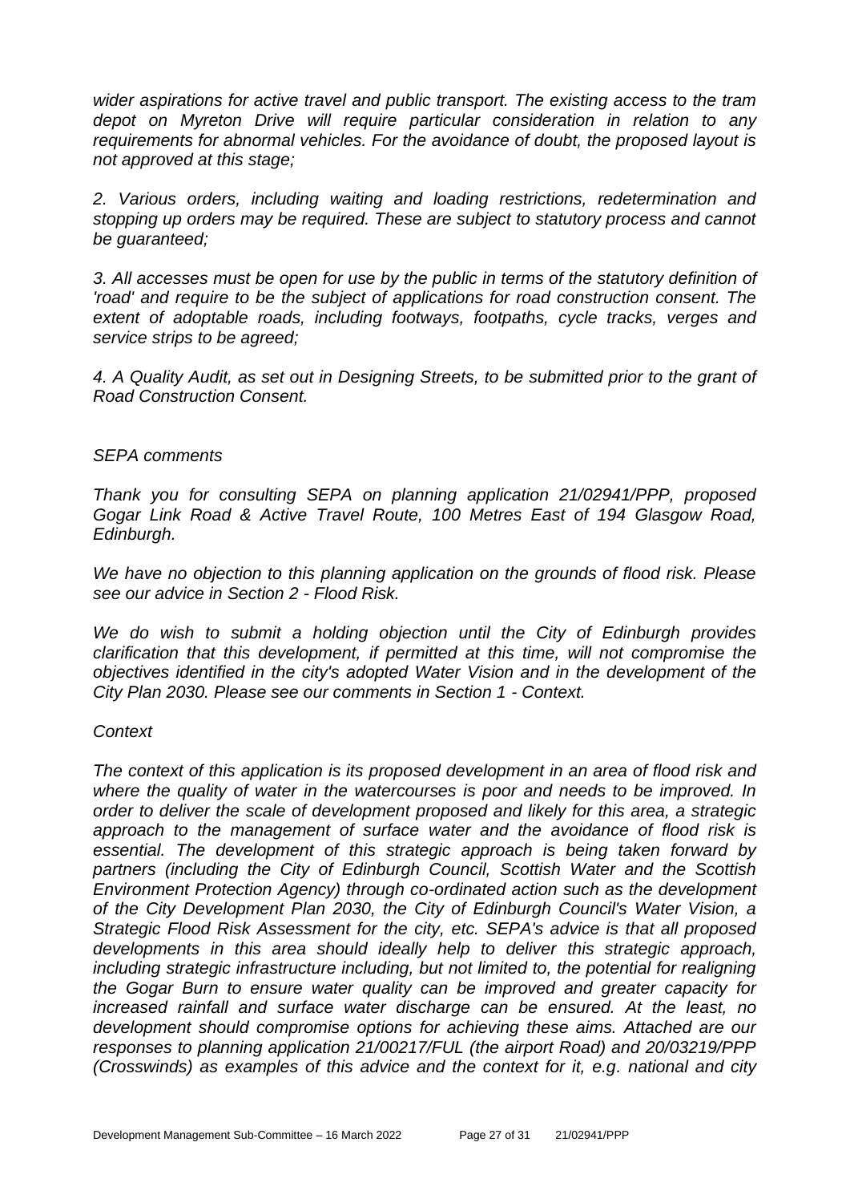*wider aspirations for active travel and public transport. The existing access to the tram depot on Myreton Drive will require particular consideration in relation to any requirements for abnormal vehicles. For the avoidance of doubt, the proposed layout is not approved at this stage;*

*2. Various orders, including waiting and loading restrictions, redetermination and stopping up orders may be required. These are subject to statutory process and cannot be guaranteed;*

*3. All accesses must be open for use by the public in terms of the statutory definition of 'road' and require to be the subject of applications for road construction consent. The extent of adoptable roads, including footways, footpaths, cycle tracks, verges and service strips to be agreed;*

*4. A Quality Audit, as set out in Designing Streets, to be submitted prior to the grant of Road Construction Consent.*

*SEPA comments*

*Thank you for consulting SEPA on planning application 21/02941/PPP, proposed Gogar Link Road & Active Travel Route, 100 Metres East of 194 Glasgow Road, Edinburgh.*

*We have no objection to this planning application on the grounds of flood risk. Please see our advice in Section 2 - Flood Risk.*

*We do wish to submit a holding objection until the City of Edinburgh provides clarification that this development, if permitted at this time, will not compromise the objectives identified in the city's adopted Water Vision and in the development of the City Plan 2030. Please see our comments in Section 1 - Context.*

*Context*

*The context of this application is its proposed development in an area of flood risk and where the quality of water in the watercourses is poor and needs to be improved. In order to deliver the scale of development proposed and likely for this area, a strategic approach to the management of surface water and the avoidance of flood risk is essential. The development of this strategic approach is being taken forward by partners (including the City of Edinburgh Council, Scottish Water and the Scottish Environment Protection Agency) through co-ordinated action such as the development of the City Development Plan 2030, the City of Edinburgh Council's Water Vision, a Strategic Flood Risk Assessment for the city, etc. SEPA's advice is that all proposed developments in this area should ideally help to deliver this strategic approach, including strategic infrastructure including, but not limited to, the potential for realigning the Gogar Burn to ensure water quality can be improved and greater capacity for increased rainfall and surface water discharge can be ensured. At the least, no development should compromise options for achieving these aims. Attached are our responses to planning application 21/00217/FUL (the airport Road) and 20/03219/PPP (Crosswinds) as examples of this advice and the context for it, e.g. national and city*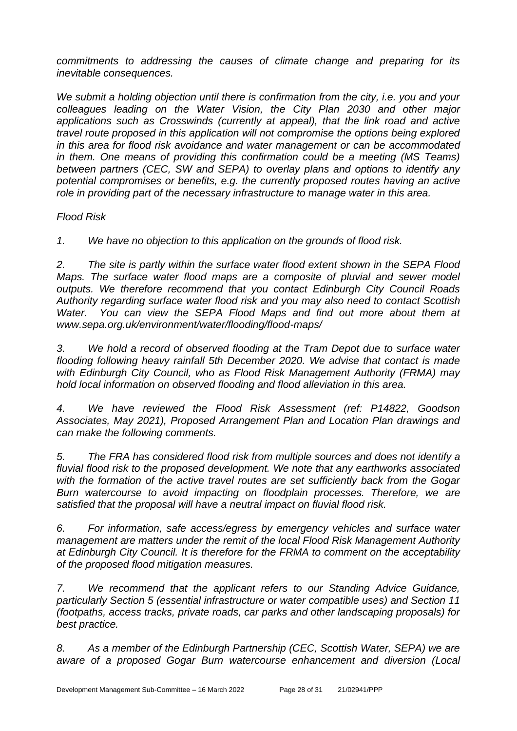*commitments to addressing the causes of climate change and preparing for its inevitable consequences.*

*We submit a holding objection until there is confirmation from the city, i.e. you and your colleagues leading on the Water Vision, the City Plan 2030 and other major applications such as Crosswinds (currently at appeal), that the link road and active travel route proposed in this application will not compromise the options being explored in this area for flood risk avoidance and water management or can be accommodated in them. One means of providing this confirmation could be a meeting (MS Teams) between partners (CEC, SW and SEPA) to overlay plans and options to identify any potential compromises or benefits, e.g. the currently proposed routes having an active role in providing part of the necessary infrastructure to manage water in this area.*

*Flood Risk*

*1. We have no objection to this application on the grounds of flood risk.*

*2. The site is partly within the surface water flood extent shown in the SEPA Flood Maps. The surface water flood maps are a composite of pluvial and sewer model outputs. We therefore recommend that you contact Edinburgh City Council Roads Authority regarding surface water flood risk and you may also need to contact Scottish Water. You can view the SEPA Flood Maps and find out more about them at www.sepa.org.uk/environment/water/flooding/flood-maps/*

*3. We hold a record of observed flooding at the Tram Depot due to surface water flooding following heavy rainfall 5th December 2020. We advise that contact is made with Edinburgh City Council, who as Flood Risk Management Authority (FRMA) may hold local information on observed flooding and flood alleviation in this area.*

*4. We have reviewed the Flood Risk Assessment (ref: P14822, Goodson Associates, May 2021), Proposed Arrangement Plan and Location Plan drawings and can make the following comments.*

*5. The FRA has considered flood risk from multiple sources and does not identify a fluvial flood risk to the proposed development. We note that any earthworks associated with the formation of the active travel routes are set sufficiently back from the Gogar Burn watercourse to avoid impacting on floodplain processes. Therefore, we are satisfied that the proposal will have a neutral impact on fluvial flood risk.*

*6. For information, safe access/egress by emergency vehicles and surface water management are matters under the remit of the local Flood Risk Management Authority at Edinburgh City Council. It is therefore for the FRMA to comment on the acceptability of the proposed flood mitigation measures.*

*7. We recommend that the applicant refers to our Standing Advice Guidance, particularly Section 5 (essential infrastructure or water compatible uses) and Section 11 (footpaths, access tracks, private roads, car parks and other landscaping proposals) for best practice.*

*8. As a member of the Edinburgh Partnership (CEC, Scottish Water, SEPA) we are aware of a proposed Gogar Burn watercourse enhancement and diversion (Local*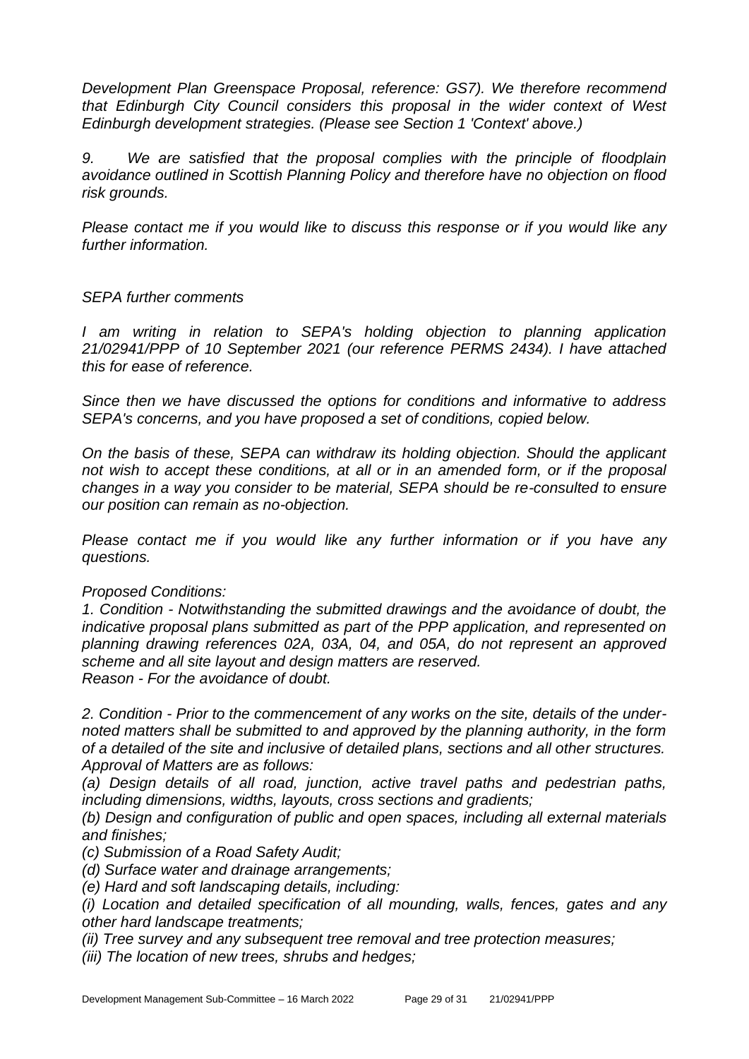*Development Plan Greenspace Proposal, reference: GS7). We therefore recommend that Edinburgh City Council considers this proposal in the wider context of West Edinburgh development strategies. (Please see Section 1 'Context' above.)*

*9. We are satisfied that the proposal complies with the principle of floodplain avoidance outlined in Scottish Planning Policy and therefore have no objection on flood risk grounds.*

*Please contact me if you would like to discuss this response or if you would like any further information.*

*SEPA further comments*

*I am writing in relation to SEPA's holding objection to planning application 21/02941/PPP of 10 September 2021 (our reference PERMS 2434). I have attached this for ease of reference.*

*Since then we have discussed the options for conditions and informative to address SEPA's concerns, and you have proposed a set of conditions, copied below.*

*On the basis of these, SEPA can withdraw its holding objection. Should the applicant not wish to accept these conditions, at all or in an amended form, or if the proposal changes in a way you consider to be material, SEPA should be re-consulted to ensure our position can remain as no-objection.*

*Please contact me if you would like any further information or if you have any questions.*

*Proposed Conditions:*
*1. Condition - Notwithstanding the submitted drawings and the avoidance of doubt, the indicative proposal plans submitted as part of the PPP application, and represented on planning drawing references 02A, 03A, 04, and 05A, do not represent an approved scheme and all site layout and design matters are reserved.*
*Reason - For the avoidance of doubt.*

*2. Condition - Prior to the commencement of any works on the site, details of the under-noted matters shall be submitted to and approved by the planning authority, in the form of a detailed of the site and inclusive of detailed plans, sections and all other structures. Approval of Matters are as follows:*
*(a) Design details of all road, junction, active travel paths and pedestrian paths, including dimensions, widths, layouts, cross sections and gradients;*
*(b) Design and configuration of public and open spaces, including all external materials and finishes;*
*(c) Submission of a Road Safety Audit;*
*(d) Surface water and drainage arrangements;*
*(e) Hard and soft landscaping details, including:*
*(i) Location and detailed specification of all mounding, walls, fences, gates and any other hard landscape treatments;*
*(ii) Tree survey and any subsequent tree removal and tree protection measures;*
*(iii) The location of new trees, shrubs and hedges;*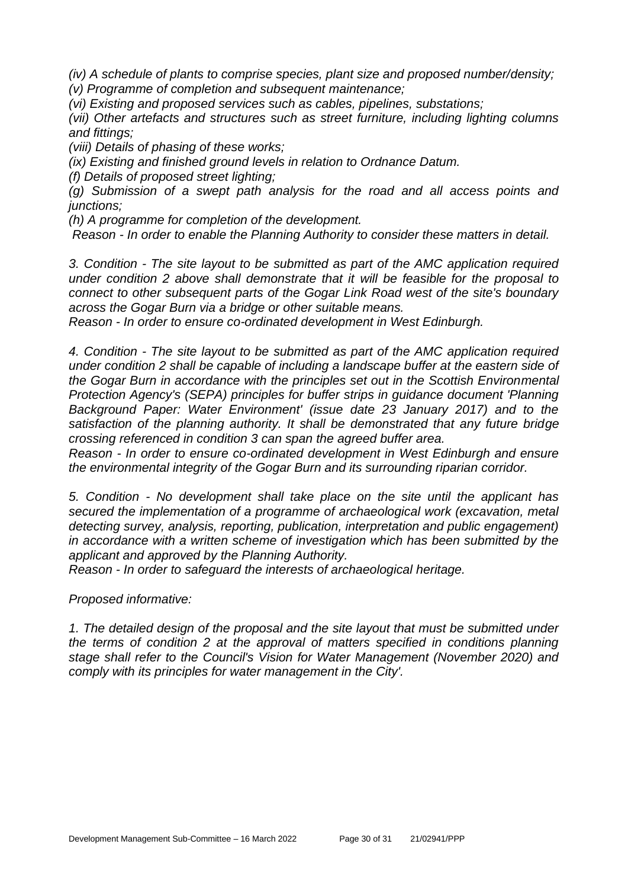*(iv) A schedule of plants to comprise species, plant size and proposed number/density;*
*(v) Programme of completion and subsequent maintenance;*
*(vi) Existing and proposed services such as cables, pipelines, substations;*
*(vii) Other artefacts and structures such as street furniture, including lighting columns and fittings;*
*(viii) Details of phasing of these works;*
*(ix) Existing and finished ground levels in relation to Ordnance Datum.*
*(f) Details of proposed street lighting;*
*(g) Submission of a swept path analysis for the road and all access points and junctions;*
*(h) A programme for completion of the development.*
*Reason - In order to enable the Planning Authority to consider these matters in detail.*

*3. Condition - The site layout to be submitted as part of the AMC application required under condition 2 above shall demonstrate that it will be feasible for the proposal to connect to other subsequent parts of the Gogar Link Road west of the site's boundary across the Gogar Burn via a bridge or other suitable means.*
*Reason - In order to ensure co-ordinated development in West Edinburgh.*

*4. Condition - The site layout to be submitted as part of the AMC application required under condition 2 shall be capable of including a landscape buffer at the eastern side of the Gogar Burn in accordance with the principles set out in the Scottish Environmental Protection Agency's (SEPA) principles for buffer strips in guidance document 'Planning Background Paper: Water Environment' (issue date 23 January 2017) and to the satisfaction of the planning authority. It shall be demonstrated that any future bridge crossing referenced in condition 3 can span the agreed buffer area.*
*Reason - In order to ensure co-ordinated development in West Edinburgh and ensure the environmental integrity of the Gogar Burn and its surrounding riparian corridor.*

*5. Condition - No development shall take place on the site until the applicant has secured the implementation of a programme of archaeological work (excavation, metal detecting survey, analysis, reporting, publication, interpretation and public engagement) in accordance with a written scheme of investigation which has been submitted by the applicant and approved by the Planning Authority.*
*Reason - In order to safeguard the interests of archaeological heritage.*

*Proposed informative:*

*1. The detailed design of the proposal and the site layout that must be submitted under the terms of condition 2 at the approval of matters specified in conditions planning stage shall refer to the Council's Vision for Water Management (November 2020) and comply with its principles for water management in the City'.*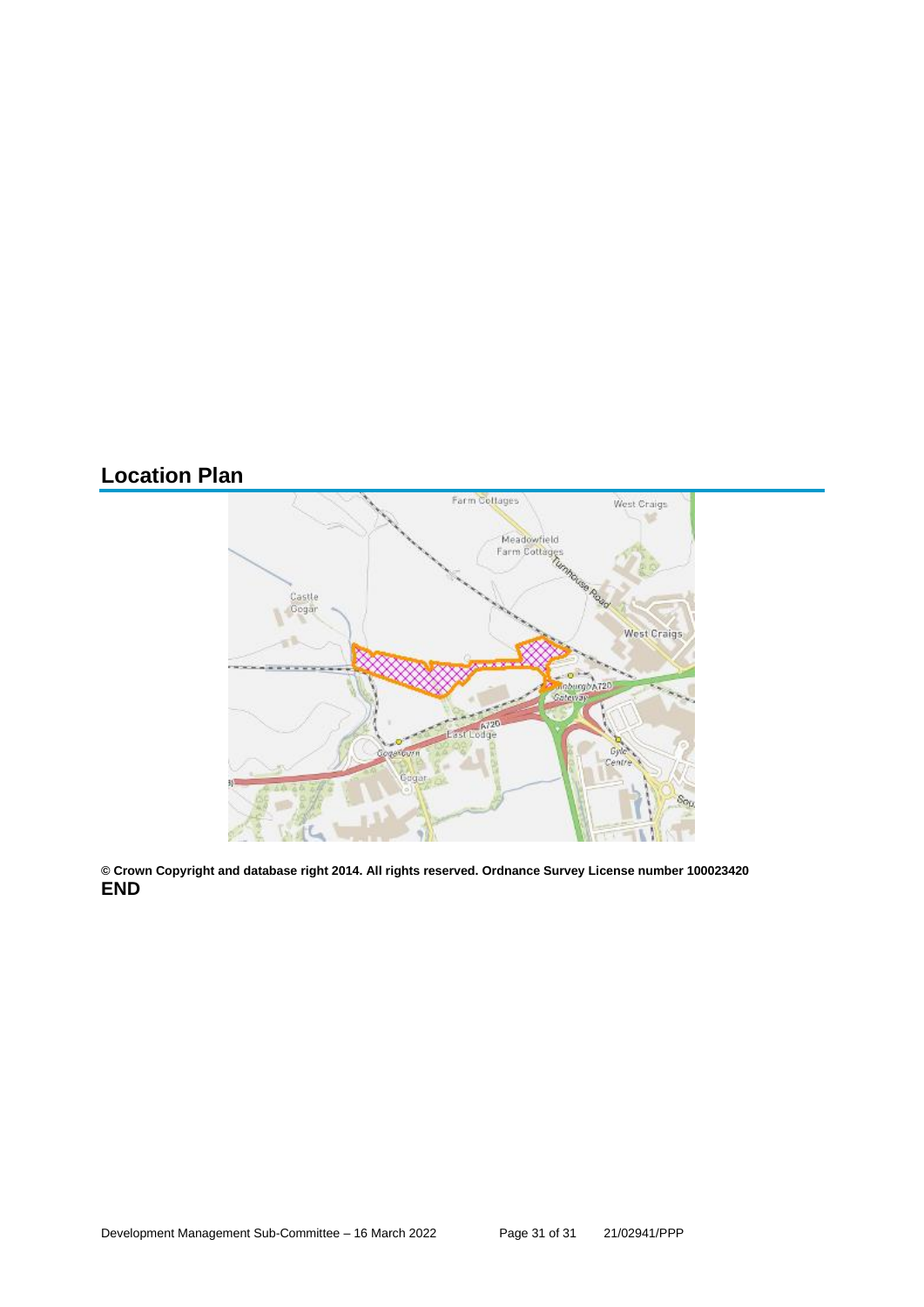## Location Plan

Farm Cottages

West Craigs

Meadowfield Farm Cottages

Turnhouse Road

Castle Gogar

West Craigs

Edinburgh A720 Gateway

A720

East Lodge

Gogarburn

Gogar

Gyle Centre

**© Crown Copyright and database right 2014. All rights reserved. Ordnance Survey License number 100023420**

**END**